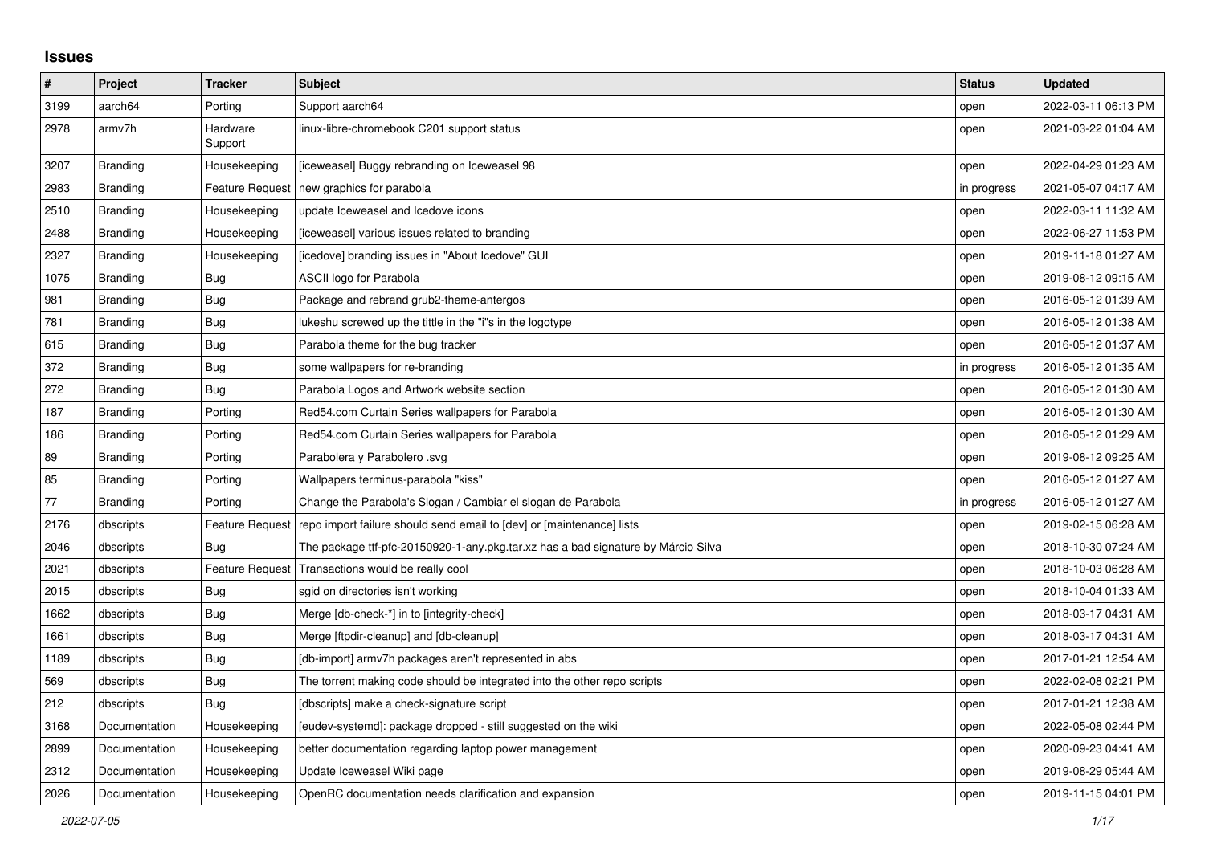# Issues

| # | Project | Tracker | Subject | Status | Updated |
|---|---|---|---|---|---|
| 3199 | aarch64 | Porting | Support aarch64 | open | 2022-03-11 06:13 PM |
| 2978 | armv7h | Hardware Support | linux-libre-chromebook C201 support status | open | 2021-03-22 01:04 AM |
| 3207 | Branding | Housekeeping | [iceweasel] Buggy rebranding on Iceweasel 98 | open | 2022-04-29 01:23 AM |
| 2983 | Branding | Feature Request | new graphics for parabola | in progress | 2021-05-07 04:17 AM |
| 2510 | Branding | Housekeeping | update Iceweasel and Icedove icons | open | 2022-03-11 11:32 AM |
| 2488 | Branding | Housekeeping | [iceweasel] various issues related to branding | open | 2022-06-27 11:53 PM |
| 2327 | Branding | Housekeeping | [icedove] branding issues in "About Icedove" GUI | open | 2019-11-18 01:27 AM |
| 1075 | Branding | Bug | ASCII logo for Parabola | open | 2019-08-12 09:15 AM |
| 981 | Branding | Bug | Package and rebrand grub2-theme-antergos | open | 2016-05-12 01:39 AM |
| 781 | Branding | Bug | lukeshu screwed up the tittle in the "i"s in the logotype | open | 2016-05-12 01:38 AM |
| 615 | Branding | Bug | Parabola theme for the bug tracker | open | 2016-05-12 01:37 AM |
| 372 | Branding | Bug | some wallpapers for re-branding | in progress | 2016-05-12 01:35 AM |
| 272 | Branding | Bug | Parabola Logos and Artwork website section | open | 2016-05-12 01:30 AM |
| 187 | Branding | Porting | Red54.com Curtain Series wallpapers for Parabola | open | 2016-05-12 01:30 AM |
| 186 | Branding | Porting | Red54.com Curtain Series wallpapers for Parabola | open | 2016-05-12 01:29 AM |
| 89 | Branding | Porting | Parabolera y Parabolero .svg | open | 2019-08-12 09:25 AM |
| 85 | Branding | Porting | Wallpapers terminus-parabola "kiss" | open | 2016-05-12 01:27 AM |
| 77 | Branding | Porting | Change the Parabola's Slogan / Cambiar el slogan de Parabola | in progress | 2016-05-12 01:27 AM |
| 2176 | dbscripts | Feature Request | repo import failure should send email to [dev] or [maintenance] lists | open | 2019-02-15 06:28 AM |
| 2046 | dbscripts | Bug | The package ttf-pfc-20150920-1-any.pkg.tar.xz has a bad signature by Márcio Silva | open | 2018-10-30 07:24 AM |
| 2021 | dbscripts | Feature Request | Transactions would be really cool | open | 2018-10-03 06:28 AM |
| 2015 | dbscripts | Bug | sgid on directories isn't working | open | 2018-10-04 01:33 AM |
| 1662 | dbscripts | Bug | Merge [db-check-*] in to [integrity-check] | open | 2018-03-17 04:31 AM |
| 1661 | dbscripts | Bug | Merge [ftpdir-cleanup] and [db-cleanup] | open | 2018-03-17 04:31 AM |
| 1189 | dbscripts | Bug | [db-import] armv7h packages aren't represented in abs | open | 2017-01-21 12:54 AM |
| 569 | dbscripts | Bug | The torrent making code should be integrated into the other repo scripts | open | 2022-02-08 02:21 PM |
| 212 | dbscripts | Bug | [dbscripts] make a check-signature script | open | 2017-01-21 12:38 AM |
| 3168 | Documentation | Housekeeping | [eudev-systemd]: package dropped - still suggested on the wiki | open | 2022-05-08 02:44 PM |
| 2899 | Documentation | Housekeeping | better documentation regarding laptop power management | open | 2020-09-23 04:41 AM |
| 2312 | Documentation | Housekeeping | Update Iceweasel Wiki page | open | 2019-08-29 05:44 AM |
| 2026 | Documentation | Housekeeping | OpenRC documentation needs clarification and expansion | open | 2019-11-15 04:01 PM |

*2022-07-05*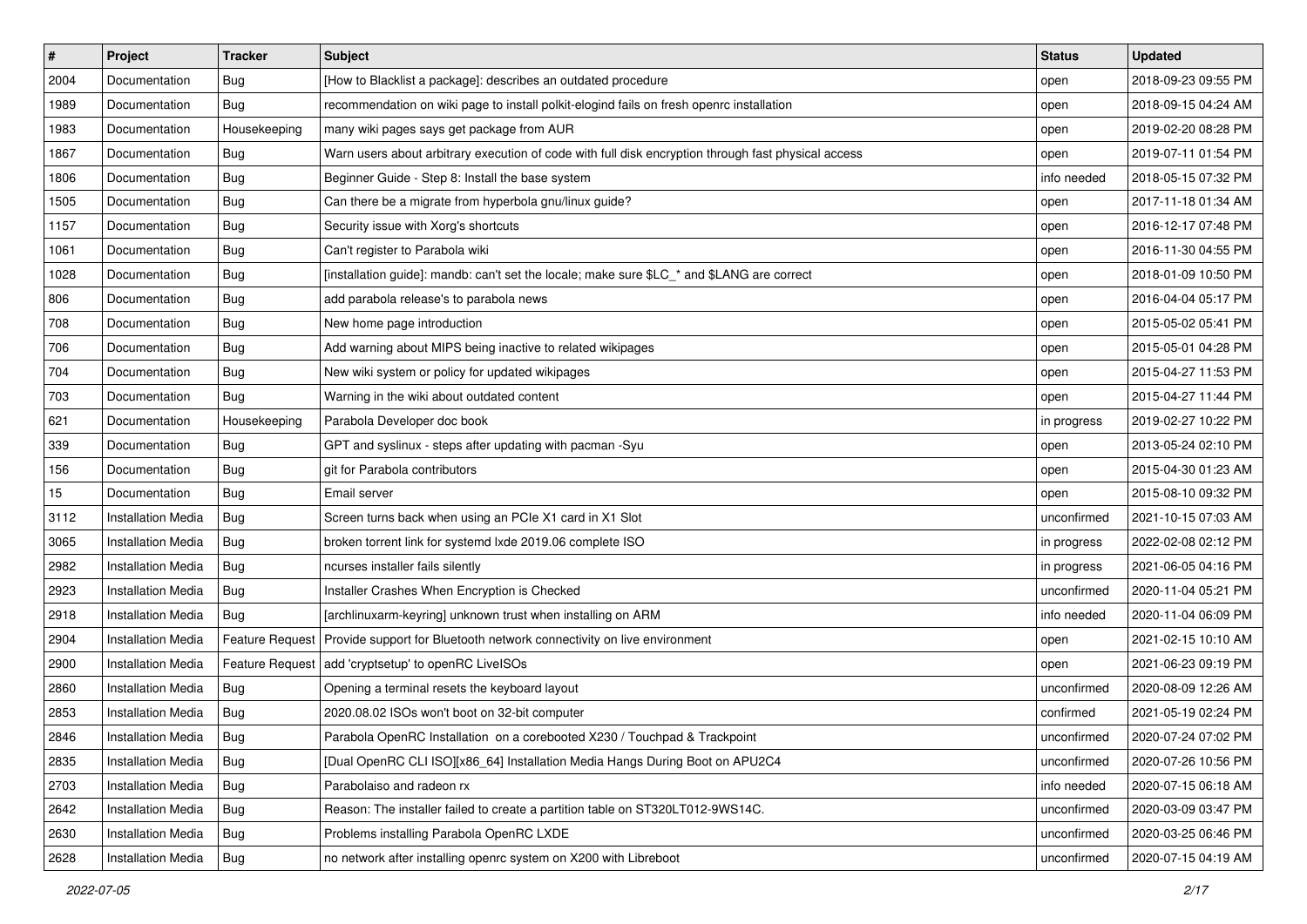| # | Project | Tracker | Subject | Status | Updated |
|---|---|---|---|---|---|
| 2004 | Documentation | Bug | [How to Blacklist a package]: describes an outdated procedure | open | 2018-09-23 09:55 PM |
| 1989 | Documentation | Bug | recommendation on wiki page to install polkit-elogind fails on fresh openrc installation | open | 2018-09-15 04:24 AM |
| 1983 | Documentation | Housekeeping | many wiki pages says get package from AUR | open | 2019-02-20 08:28 PM |
| 1867 | Documentation | Bug | Warn users about arbitrary execution of code with full disk encryption through fast physical access | open | 2019-07-11 01:54 PM |
| 1806 | Documentation | Bug | Beginner Guide - Step 8: Install the base system | info needed | 2018-05-15 07:32 PM |
| 1505 | Documentation | Bug | Can there be a migrate from hyperbola gnu/linux guide? | open | 2017-11-18 01:34 AM |
| 1157 | Documentation | Bug | Security issue with Xorg's shortcuts | open | 2016-12-17 07:48 PM |
| 1061 | Documentation | Bug | Can't register to Parabola wiki | open | 2016-11-30 04:55 PM |
| 1028 | Documentation | Bug | [installation guide]: mandb: can't set the locale; make sure $LC_* and $LANG are correct | open | 2018-01-09 10:50 PM |
| 806 | Documentation | Bug | add parabola release's to parabola news | open | 2016-04-04 05:17 PM |
| 708 | Documentation | Bug | New home page introduction | open | 2015-05-02 05:41 PM |
| 706 | Documentation | Bug | Add warning about MIPS being inactive to related wikipages | open | 2015-05-01 04:28 PM |
| 704 | Documentation | Bug | New wiki system or policy for updated wikipages | open | 2015-04-27 11:53 PM |
| 703 | Documentation | Bug | Warning in the wiki about outdated content | open | 2015-04-27 11:44 PM |
| 621 | Documentation | Housekeeping | Parabola Developer doc book | in progress | 2019-02-27 10:22 PM |
| 339 | Documentation | Bug | GPT and syslinux - steps after updating with pacman -Syu | open | 2013-05-24 02:10 PM |
| 156 | Documentation | Bug | git for Parabola contributors | open | 2015-04-30 01:23 AM |
| 15 | Documentation | Bug | Email server | open | 2015-08-10 09:32 PM |
| 3112 | Installation Media | Bug | Screen turns back when using an PCIe X1 card in X1 Slot | unconfirmed | 2021-10-15 07:03 AM |
| 3065 | Installation Media | Bug | broken torrent link for systemd lxde 2019.06 complete ISO | in progress | 2022-02-08 02:12 PM |
| 2982 | Installation Media | Bug | ncurses installer fails silently | in progress | 2021-06-05 04:16 PM |
| 2923 | Installation Media | Bug | Installer Crashes When Encryption is Checked | unconfirmed | 2020-11-04 05:21 PM |
| 2918 | Installation Media | Bug | [archlinuxarm-keyring] unknown trust when installing on ARM | info needed | 2020-11-04 06:09 PM |
| 2904 | Installation Media | Feature Request | Provide support for Bluetooth network connectivity on live environment | open | 2021-02-15 10:10 AM |
| 2900 | Installation Media | Feature Request | add 'cryptsetup' to openRC LiveISOs | open | 2021-06-23 09:19 PM |
| 2860 | Installation Media | Bug | Opening a terminal resets the keyboard layout | unconfirmed | 2020-08-09 12:26 AM |
| 2853 | Installation Media | Bug | 2020.08.02 ISOs won't boot on 32-bit computer | confirmed | 2021-05-19 02:24 PM |
| 2846 | Installation Media | Bug | Parabola OpenRC Installation on a corebooted X230 / Touchpad & Trackpoint | unconfirmed | 2020-07-24 07:02 PM |
| 2835 | Installation Media | Bug | [Dual OpenRC CLI ISO][x86_64] Installation Media Hangs During Boot on APU2C4 | unconfirmed | 2020-07-26 10:56 PM |
| 2703 | Installation Media | Bug | Parabolaiso and radeon rx | info needed | 2020-07-15 06:18 AM |
| 2642 | Installation Media | Bug | Reason: The installer failed to create a partition table on ST320LT012-9WS14C. | unconfirmed | 2020-03-09 03:47 PM |
| 2630 | Installation Media | Bug | Problems installing Parabola OpenRC LXDE | unconfirmed | 2020-03-25 06:46 PM |
| 2628 | Installation Media | Bug | no network after installing openrc system on X200 with Libreboot | unconfirmed | 2020-07-15 04:19 AM |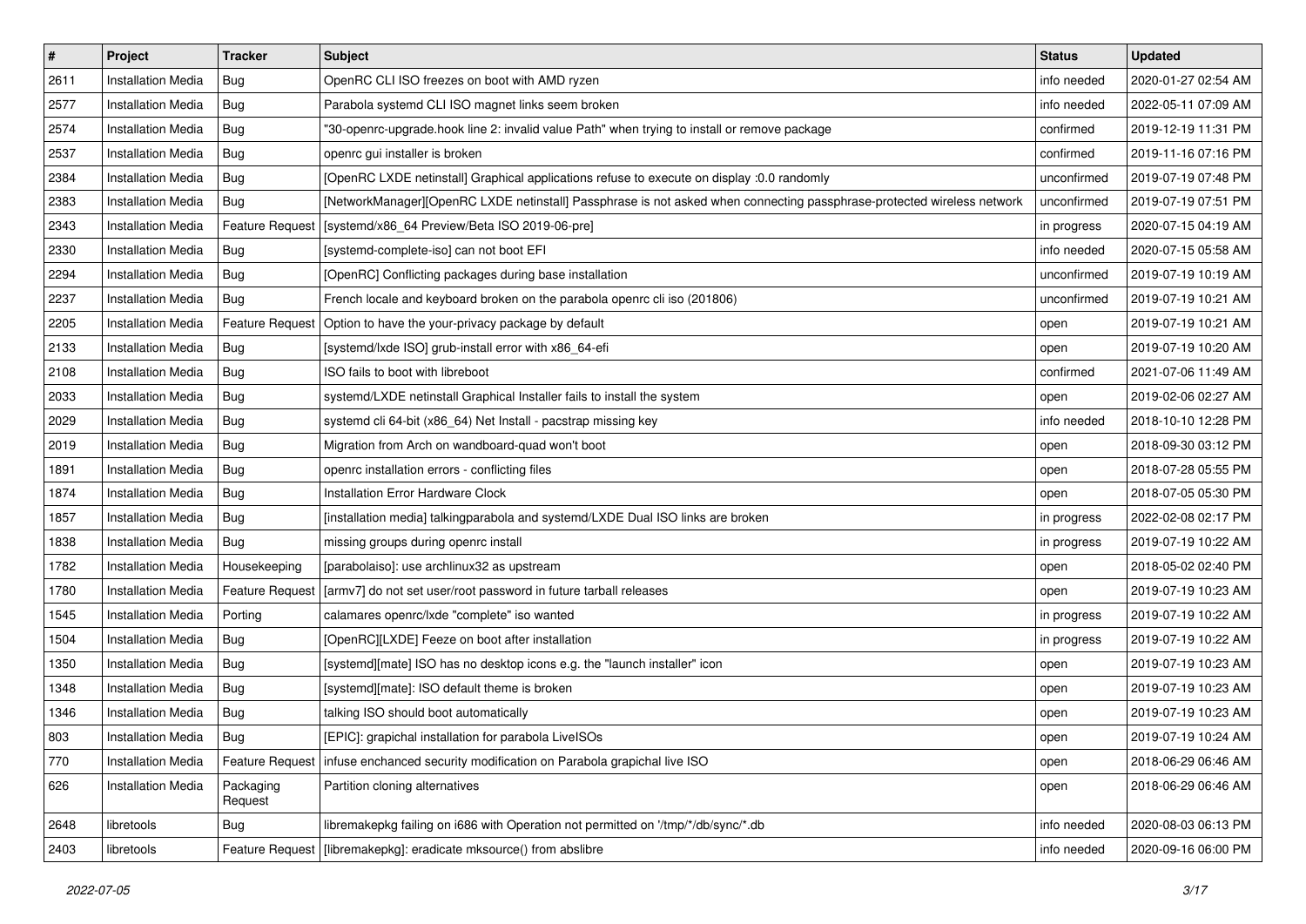| # | Project | Tracker | Subject | Status | Updated |
|---|---|---|---|---|---|
| 2611 | Installation Media | Bug | OpenRC CLI ISO freezes on boot with AMD ryzen | info needed | 2020-01-27 02:54 AM |
| 2577 | Installation Media | Bug | Parabola systemd CLI ISO magnet links seem broken | info needed | 2022-05-11 07:09 AM |
| 2574 | Installation Media | Bug | "30-openrc-upgrade.hook line 2: invalid value Path" when trying to install or remove package | confirmed | 2019-12-19 11:31 PM |
| 2537 | Installation Media | Bug | openrc gui installer is broken | confirmed | 2019-11-16 07:16 PM |
| 2384 | Installation Media | Bug | [OpenRC LXDE netinstall] Graphical applications refuse to execute on display :0.0 randomly | unconfirmed | 2019-07-19 07:48 PM |
| 2383 | Installation Media | Bug | [NetworkManager][OpenRC LXDE netinstall] Passphrase is not asked when connecting passphrase-protected wireless network | unconfirmed | 2019-07-19 07:51 PM |
| 2343 | Installation Media | Feature Request | [systemd/x86_64 Preview/Beta ISO 2019-06-pre] | in progress | 2020-07-15 04:19 AM |
| 2330 | Installation Media | Bug | [systemd-complete-iso] can not boot EFI | info needed | 2020-07-15 05:58 AM |
| 2294 | Installation Media | Bug | [OpenRC] Conflicting packages during base installation | unconfirmed | 2019-07-19 10:19 AM |
| 2237 | Installation Media | Bug | French locale and keyboard broken on the parabola openrc cli iso (201806) | unconfirmed | 2019-07-19 10:21 AM |
| 2205 | Installation Media | Feature Request | Option to have the your-privacy package by default | open | 2019-07-19 10:21 AM |
| 2133 | Installation Media | Bug | [systemd/lxde ISO] grub-install error with x86_64-efi | open | 2019-07-19 10:20 AM |
| 2108 | Installation Media | Bug | ISO fails to boot with libreboot | confirmed | 2021-07-06 11:49 AM |
| 2033 | Installation Media | Bug | systemd/LXDE netinstall Graphical Installer fails to install the system | open | 2019-02-06 02:27 AM |
| 2029 | Installation Media | Bug | systemd cli 64-bit (x86_64) Net Install - pacstrap missing key | info needed | 2018-10-10 12:28 PM |
| 2019 | Installation Media | Bug | Migration from Arch on wandboard-quad won't boot | open | 2018-09-30 03:12 PM |
| 1891 | Installation Media | Bug | openrc installation errors - conflicting files | open | 2018-07-28 05:55 PM |
| 1874 | Installation Media | Bug | Installation Error Hardware Clock | open | 2018-07-05 05:30 PM |
| 1857 | Installation Media | Bug | [installation media] talkingparabola and systemd/LXDE Dual ISO links are broken | in progress | 2022-02-08 02:17 PM |
| 1838 | Installation Media | Bug | missing groups during openrc install | in progress | 2019-07-19 10:22 AM |
| 1782 | Installation Media | Housekeeping | [parabolaiso]: use archlinux32 as upstream | open | 2018-05-02 02:40 PM |
| 1780 | Installation Media | Feature Request | [armv7] do not set user/root password in future tarball releases | open | 2019-07-19 10:23 AM |
| 1545 | Installation Media | Porting | calamares openrc/lxde "complete" iso wanted | in progress | 2019-07-19 10:22 AM |
| 1504 | Installation Media | Bug | [OpenRC][LXDE] Feeze on boot after installation | in progress | 2019-07-19 10:22 AM |
| 1350 | Installation Media | Bug | [systemd][mate] ISO has no desktop icons e.g. the "launch installer" icon | open | 2019-07-19 10:23 AM |
| 1348 | Installation Media | Bug | [systemd][mate]: ISO default theme is broken | open | 2019-07-19 10:23 AM |
| 1346 | Installation Media | Bug | talking ISO should boot automatically | open | 2019-07-19 10:23 AM |
| 803 | Installation Media | Bug | [EPIC]: grapichal installation for parabola LiveISOs | open | 2019-07-19 10:24 AM |
| 770 | Installation Media | Feature Request | infuse enchanced security modification on Parabola grapichal live ISO | open | 2018-06-29 06:46 AM |
| 626 | Installation Media | Packaging Request | Partition cloning alternatives | open | 2018-06-29 06:46 AM |
| 2648 | libretools | Bug | libremakepkg failing on i686 with Operation not permitted on '/tmp/*/db/sync/*.db | info needed | 2020-08-03 06:13 PM |
| 2403 | libretools | Feature Request | [libremakepkg]: eradicate mksource() from abslibre | info needed | 2020-09-16 06:00 PM |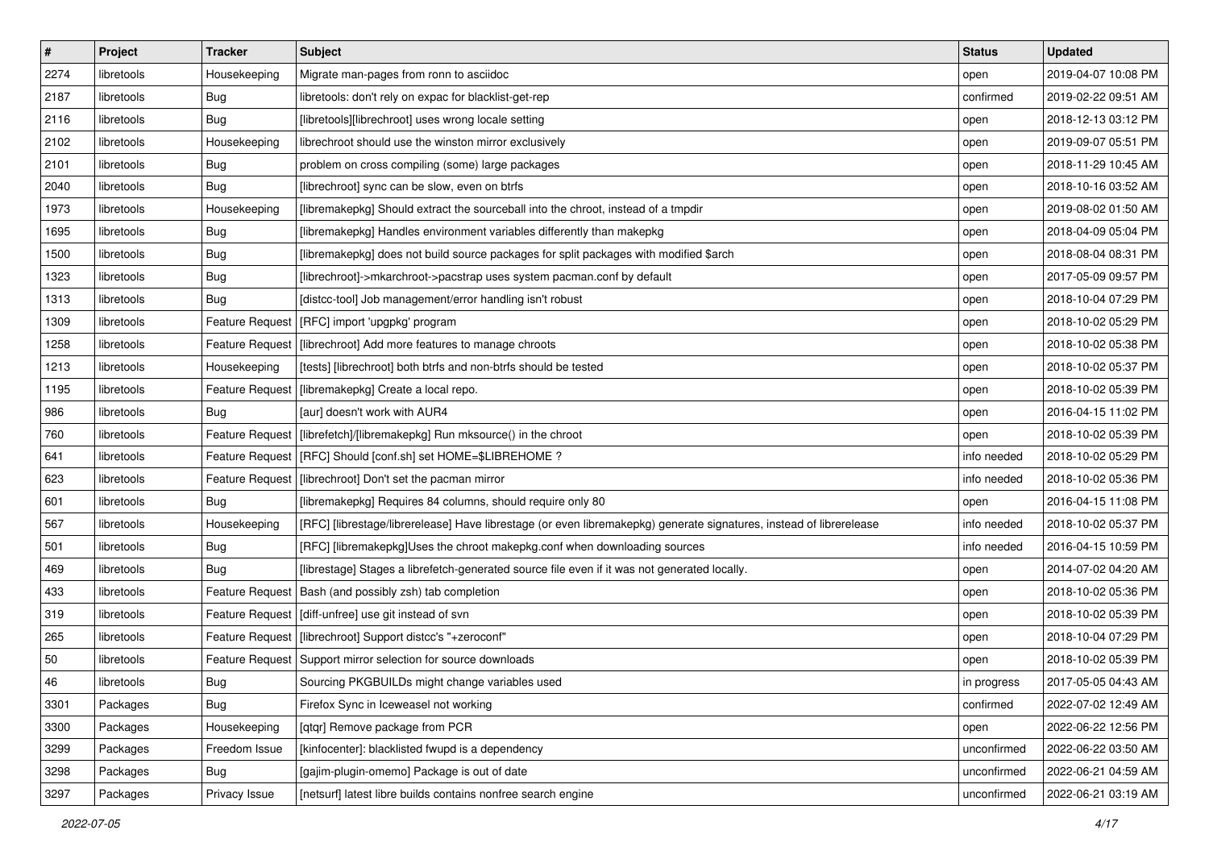| # | Project | Tracker | Subject | Status | Updated |
|---|---|---|---|---|---|
| 2274 | libretools | Housekeeping | Migrate man-pages from ronn to asciidoc | open | 2019-04-07 10:08 PM |
| 2187 | libretools | Bug | libretools: don't rely on expac for blacklist-get-rep | confirmed | 2019-02-22 09:51 AM |
| 2116 | libretools | Bug | [libretools][librechroot] uses wrong locale setting | open | 2018-12-13 03:12 PM |
| 2102 | libretools | Housekeeping | librechroot should use the winston mirror exclusively | open | 2019-09-07 05:51 PM |
| 2101 | libretools | Bug | problem on cross compiling (some) large packages | open | 2018-11-29 10:45 AM |
| 2040 | libretools | Bug | [librechroot] sync can be slow, even on btrfs | open | 2018-10-16 03:52 AM |
| 1973 | libretools | Housekeeping | [libremakepkg] Should extract the sourceball into the chroot, instead of a tmpdir | open | 2019-08-02 01:50 AM |
| 1695 | libretools | Bug | [libremakepkg] Handles environment variables differently than makepkg | open | 2018-04-09 05:04 PM |
| 1500 | libretools | Bug | [libremakepkg] does not build source packages for split packages with modified $arch | open | 2018-08-04 08:31 PM |
| 1323 | libretools | Bug | [librechroot]->mkarchroot->pacstrap uses system pacman.conf by default | open | 2017-05-09 09:57 PM |
| 1313 | libretools | Bug | [distcc-tool] Job management/error handling isn't robust | open | 2018-10-04 07:29 PM |
| 1309 | libretools | Feature Request | [RFC] import 'upgpkg' program | open | 2018-10-02 05:29 PM |
| 1258 | libretools | Feature Request | [librechroot] Add more features to manage chroots | open | 2018-10-02 05:38 PM |
| 1213 | libretools | Housekeeping | [tests] [librechroot] both btrfs and non-btrfs should be tested | open | 2018-10-02 05:37 PM |
| 1195 | libretools | Feature Request | [libremakepkg] Create a local repo. | open | 2018-10-02 05:39 PM |
| 986 | libretools | Bug | [aur] doesn't work with AUR4 | open | 2016-04-15 11:02 PM |
| 760 | libretools | Feature Request | [librefetch]/[libremakepkg] Run mksource() in the chroot | open | 2018-10-02 05:39 PM |
| 641 | libretools | Feature Request | [RFC] Should [conf.sh] set HOME=$LIBREHOME ? | info needed | 2018-10-02 05:29 PM |
| 623 | libretools | Feature Request | [librechroot] Don't set the pacman mirror | info needed | 2018-10-02 05:36 PM |
| 601 | libretools | Bug | [libremakepkg] Requires 84 columns, should require only 80 | open | 2016-04-15 11:08 PM |
| 567 | libretools | Housekeeping | [RFC] [librestage/librerelease] Have librestage (or even libremakepkg) generate signatures, instead of librerelease | info needed | 2018-10-02 05:37 PM |
| 501 | libretools | Bug | [RFC] [libremakepkg]Uses the chroot makepkg.conf when downloading sources | info needed | 2016-04-15 10:59 PM |
| 469 | libretools | Bug | [librestage] Stages a librefetch-generated source file even if it was not generated locally. | open | 2014-07-02 04:20 AM |
| 433 | libretools | Feature Request | Bash (and possibly zsh) tab completion | open | 2018-10-02 05:36 PM |
| 319 | libretools | Feature Request | [diff-unfree] use git instead of svn | open | 2018-10-02 05:39 PM |
| 265 | libretools | Feature Request | [librechroot] Support distcc's "+zeroconf" | open | 2018-10-04 07:29 PM |
| 50 | libretools | Feature Request | Support mirror selection for source downloads | open | 2018-10-02 05:39 PM |
| 46 | libretools | Bug | Sourcing PKGBUILDs might change variables used | in progress | 2017-05-05 04:43 AM |
| 3301 | Packages | Bug | Firefox Sync in Iceweasel not working | confirmed | 2022-07-02 12:49 AM |
| 3300 | Packages | Housekeeping | [qtqr] Remove package from PCR | open | 2022-06-22 12:56 PM |
| 3299 | Packages | Freedom Issue | [kinfocenter]: blacklisted fwupd is a dependency | unconfirmed | 2022-06-22 03:50 AM |
| 3298 | Packages | Bug | [gajim-plugin-omemo] Package is out of date | unconfirmed | 2022-06-21 04:59 AM |
| 3297 | Packages | Privacy Issue | [netsurf] latest libre builds contains nonfree search engine | unconfirmed | 2022-06-21 03:19 AM |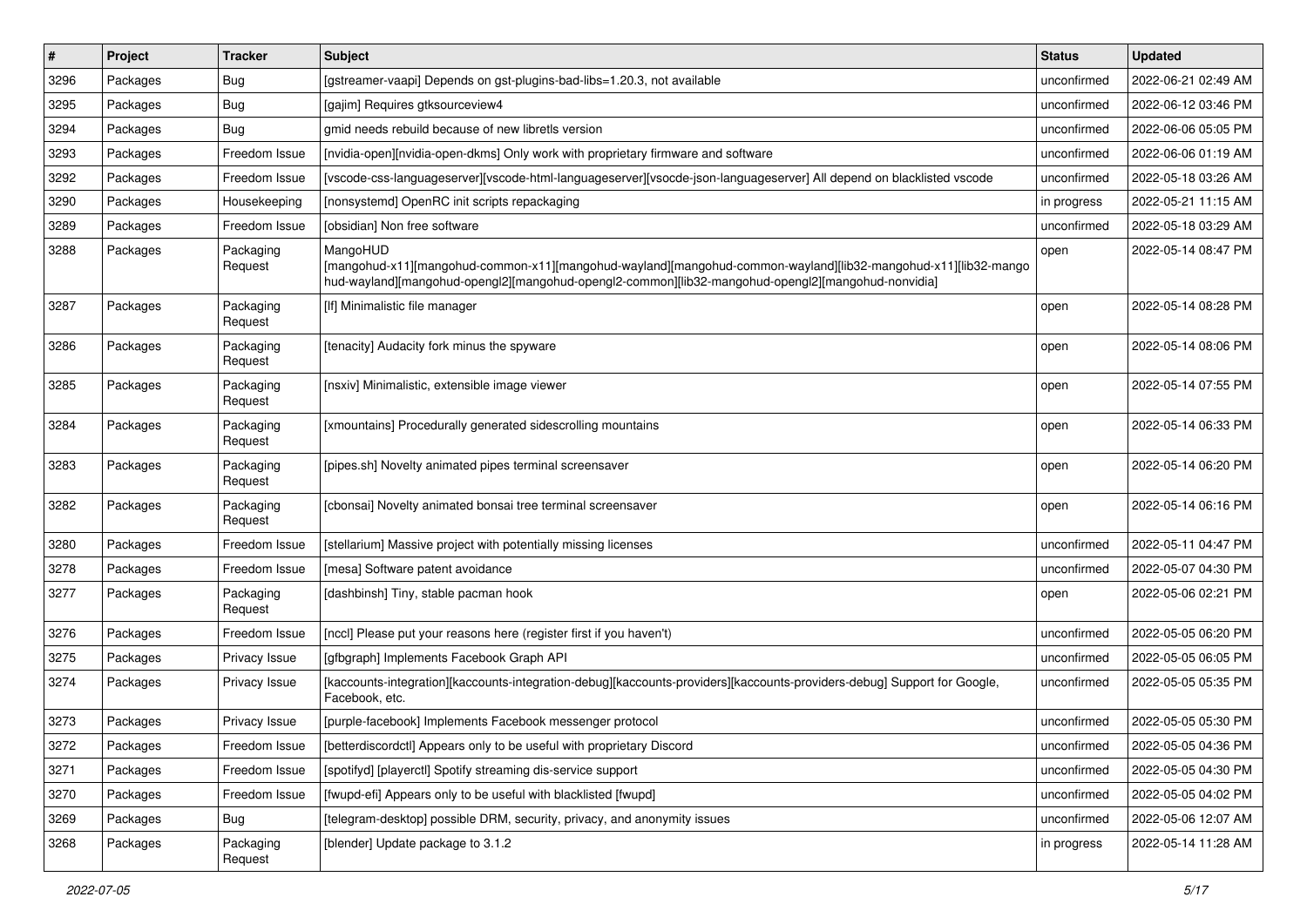| # | Project | Tracker | Subject | Status | Updated |
| --- | --- | --- | --- | --- | --- |
| 3296 | Packages | Bug | [gstreamer-vaapi] Depends on gst-plugins-bad-libs=1.20.3, not available | unconfirmed | 2022-06-21 02:49 AM |
| 3295 | Packages | Bug | [gajim] Requires gtksourceview4 | unconfirmed | 2022-06-12 03:46 PM |
| 3294 | Packages | Bug | gmid needs rebuild because of new libretls version | unconfirmed | 2022-06-06 05:05 PM |
| 3293 | Packages | Freedom Issue | [nvidia-open][nvidia-open-dkms] Only work with proprietary firmware and software | unconfirmed | 2022-06-06 01:19 AM |
| 3292 | Packages | Freedom Issue | [vscode-css-languageserver][vscode-html-languageserver][vsocde-json-languageserver] All depend on blacklisted vscode | unconfirmed | 2022-05-18 03:26 AM |
| 3290 | Packages | Housekeeping | [nonsystemd] OpenRC init scripts repackaging | in progress | 2022-05-21 11:15 AM |
| 3289 | Packages | Freedom Issue | [obsidian] Non free software | unconfirmed | 2022-05-18 03:29 AM |
| 3288 | Packages | Packaging Request | MangoHUD [mangohud-x11][mangohud-common-x11][mangohud-wayland][mangohud-common-wayland][lib32-mangohud-x11][lib32-mangohud-wayland][mangohud-opengl2][mangohud-opengl2-common][lib32-mangohud-opengl2][mangohud-nonvidia] | open | 2022-05-14 08:47 PM |
| 3287 | Packages | Packaging Request | [lf] Minimalistic file manager | open | 2022-05-14 08:28 PM |
| 3286 | Packages | Packaging Request | [tenacity] Audacity fork minus the spyware | open | 2022-05-14 08:06 PM |
| 3285 | Packages | Packaging Request | [nsxiv] Minimalistic, extensible image viewer | open | 2022-05-14 07:55 PM |
| 3284 | Packages | Packaging Request | [xmountains] Procedurally generated sidescrolling mountains | open | 2022-05-14 06:33 PM |
| 3283 | Packages | Packaging Request | [pipes.sh] Novelty animated pipes terminal screensaver | open | 2022-05-14 06:20 PM |
| 3282 | Packages | Packaging Request | [cbonsai] Novelty animated bonsai tree terminal screensaver | open | 2022-05-14 06:16 PM |
| 3280 | Packages | Freedom Issue | [stellarium] Massive project with potentially missing licenses | unconfirmed | 2022-05-11 04:47 PM |
| 3278 | Packages | Freedom Issue | [mesa] Software patent avoidance | unconfirmed | 2022-05-07 04:30 PM |
| 3277 | Packages | Packaging Request | [dashbinsh] Tiny, stable pacman hook | open | 2022-05-06 02:21 PM |
| 3276 | Packages | Freedom Issue | [nccl] Please put your reasons here (register first if you haven't) | unconfirmed | 2022-05-05 06:20 PM |
| 3275 | Packages | Privacy Issue | [gfbgraph] Implements Facebook Graph API | unconfirmed | 2022-05-05 06:05 PM |
| 3274 | Packages | Privacy Issue | [kaccounts-integration][kaccounts-integration-debug][kaccounts-providers][kaccounts-providers-debug] Support for Google, Facebook, etc. | unconfirmed | 2022-05-05 05:35 PM |
| 3273 | Packages | Privacy Issue | [purple-facebook] Implements Facebook messenger protocol | unconfirmed | 2022-05-05 05:30 PM |
| 3272 | Packages | Freedom Issue | [betterdiscordctl] Appears only to be useful with proprietary Discord | unconfirmed | 2022-05-05 04:36 PM |
| 3271 | Packages | Freedom Issue | [spotifyd] [playerctl] Spotify streaming dis-service support | unconfirmed | 2022-05-05 04:30 PM |
| 3270 | Packages | Freedom Issue | [fwupd-efi] Appears only to be useful with blacklisted [fwupd] | unconfirmed | 2022-05-05 04:02 PM |
| 3269 | Packages | Bug | [telegram-desktop] possible DRM, security, privacy, and anonymity issues | unconfirmed | 2022-05-06 12:07 AM |
| 3268 | Packages | Packaging Request | [blender] Update package to 3.1.2 | in progress | 2022-05-14 11:28 AM |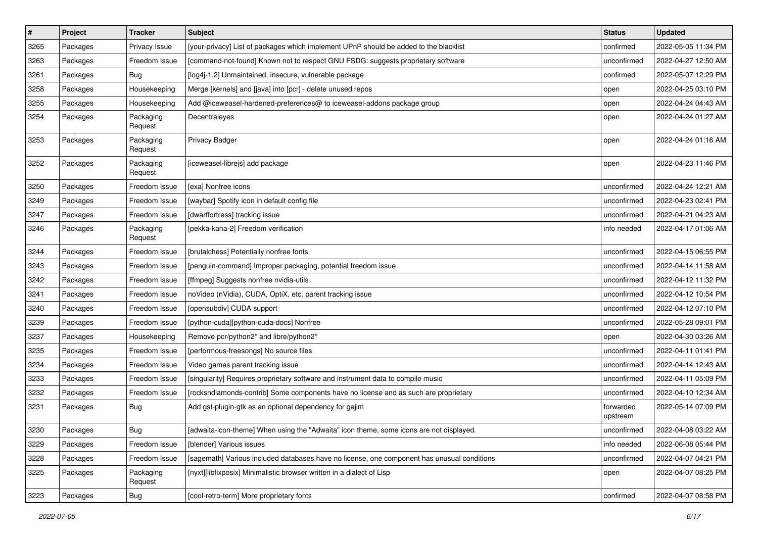| # | Project | Tracker | Subject | Status | Updated |
|---|---|---|---|---|---|
| 3265 | Packages | Privacy Issue | [your-privacy] List of packages which implement UPnP should be added to the blacklist | confirmed | 2022-05-05 11:34 PM |
| 3263 | Packages | Freedom Issue | [command-not-found] Known not to respect GNU FSDG: suggests proprietary software | unconfirmed | 2022-04-27 12:50 AM |
| 3261 | Packages | Bug | [log4j-1.2] Unmaintained, insecure, vulnerable package | confirmed | 2022-05-07 12:29 PM |
| 3258 | Packages | Housekeeping | Merge [kernels] and [java] into [pcr] - delete unused repos | open | 2022-04-25 03:10 PM |
| 3255 | Packages | Housekeeping | Add @iceweasel-hardened-preferences@ to iceweasel-addons package group | open | 2022-04-24 04:43 AM |
| 3254 | Packages | Packaging Request | Decentraleyes | open | 2022-04-24 01:27 AM |
| 3253 | Packages | Packaging Request | Privacy Badger | open | 2022-04-24 01:16 AM |
| 3252 | Packages | Packaging Request | [iceweasel-librejs] add package | open | 2022-04-23 11:46 PM |
| 3250 | Packages | Freedom Issue | [exa] Nonfree icons | unconfirmed | 2022-04-24 12:21 AM |
| 3249 | Packages | Freedom Issue | [waybar] Spotify icon in default config file | unconfirmed | 2022-04-23 02:41 PM |
| 3247 | Packages | Freedom Issue | [dwarffortress] tracking issue | unconfirmed | 2022-04-21 04:23 AM |
| 3246 | Packages | Packaging Request | [pekka-kana-2] Freedom verification | info needed | 2022-04-17 01:06 AM |
| 3244 | Packages | Freedom Issue | [brutalchess] Potentially nonfree fonts | unconfirmed | 2022-04-15 06:55 PM |
| 3243 | Packages | Freedom Issue | [penguin-command] Improper packaging, potential freedom issue | unconfirmed | 2022-04-14 11:58 AM |
| 3242 | Packages | Freedom Issue | [ffmpeg] Suggests nonfree nvidia-utils | unconfirmed | 2022-04-12 11:32 PM |
| 3241 | Packages | Freedom Issue | noVideo (nVidia), CUDA, OptiX, etc. parent tracking issue | unconfirmed | 2022-04-12 10:54 PM |
| 3240 | Packages | Freedom Issue | [opensubdiv] CUDA support | unconfirmed | 2022-04-12 07:10 PM |
| 3239 | Packages | Freedom Issue | [python-cuda][python-cuda-docs] Nonfree | unconfirmed | 2022-05-28 09:01 PM |
| 3237 | Packages | Housekeeping | Remove pcr/python2* and libre/python2* | open | 2022-04-30 03:26 AM |
| 3235 | Packages | Freedom Issue | [performous-freesongs] No source files | unconfirmed | 2022-04-11 01:41 PM |
| 3234 | Packages | Freedom Issue | Video games parent tracking issue | unconfirmed | 2022-04-14 12:43 AM |
| 3233 | Packages | Freedom Issue | [singularity] Requires proprietary software and instrument data to compile music | unconfirmed | 2022-04-11 05:09 PM |
| 3232 | Packages | Freedom Issue | [rocksndiamonds-contrib] Some components have no license and as such are proprietary | unconfirmed | 2022-04-10 12:34 AM |
| 3231 | Packages | Bug | Add gst-plugin-gtk as an optional dependency for gajim | forwarded upstream | 2022-05-14 07:09 PM |
| 3230 | Packages | Bug | [adwaita-icon-theme] When using the "Adwaita" icon theme, some icons are not displayed. | unconfirmed | 2022-04-08 03:22 AM |
| 3229 | Packages | Freedom Issue | [blender] Various issues | info needed | 2022-06-08 05:44 PM |
| 3228 | Packages | Freedom Issue | [sagemath] Various included databases have no license, one component has unusual conditions | unconfirmed | 2022-04-07 04:21 PM |
| 3225 | Packages | Packaging Request | [nyxt][libfixposix] Minimalistic browser written in a dialect of Lisp | open | 2022-04-07 08:25 PM |
| 3223 | Packages | Bug | [cool-retro-term] More proprietary fonts | confirmed | 2022-04-07 08:58 PM |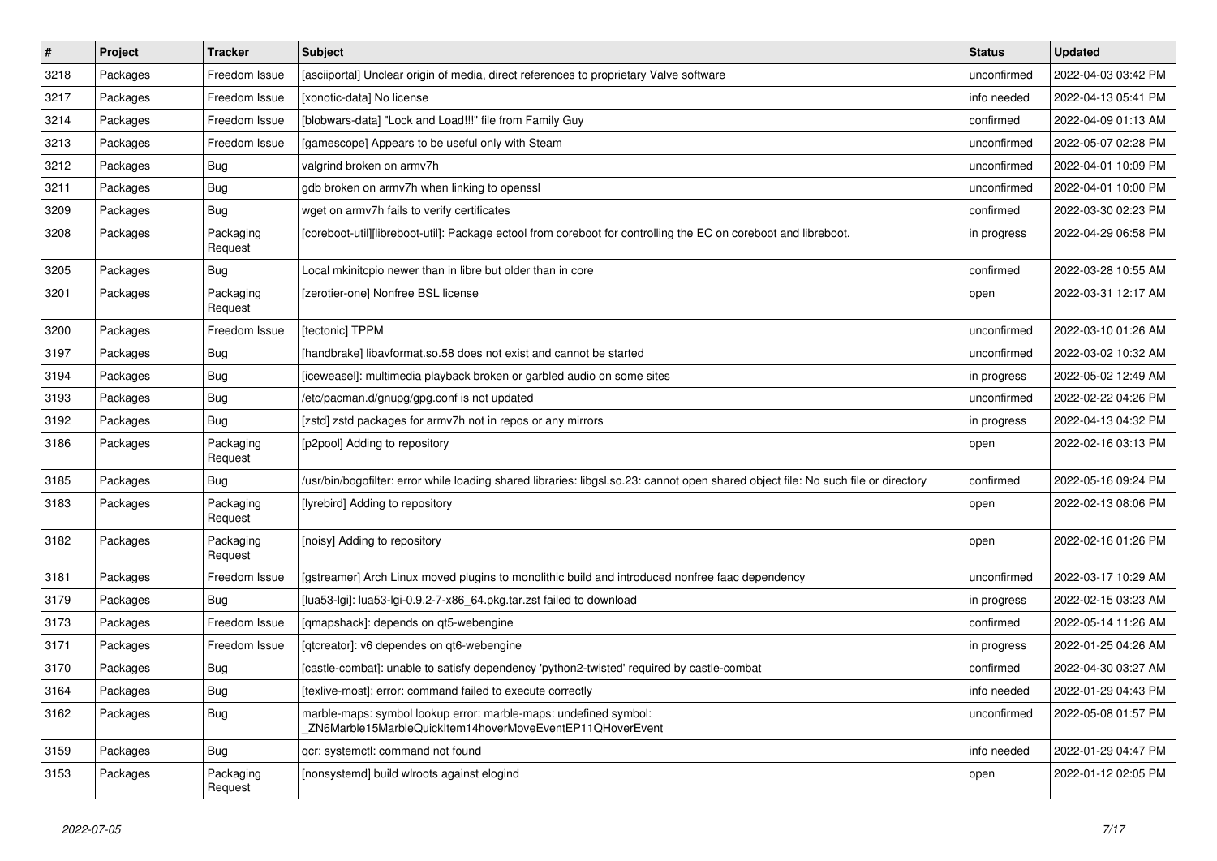| # | Project | Tracker | Subject | Status | Updated |
|---|---|---|---|---|---|
| 3218 | Packages | Freedom Issue | [asciiportal] Unclear origin of media, direct references to proprietary Valve software | unconfirmed | 2022-04-03 03:42 PM |
| 3217 | Packages | Freedom Issue | [xonotic-data] No license | info needed | 2022-04-13 05:41 PM |
| 3214 | Packages | Freedom Issue | [blobwars-data] "Lock and Load!!!" file from Family Guy | confirmed | 2022-04-09 01:13 AM |
| 3213 | Packages | Freedom Issue | [gamescope] Appears to be useful only with Steam | unconfirmed | 2022-05-07 02:28 PM |
| 3212 | Packages | Bug | valgrind broken on armv7h | unconfirmed | 2022-04-01 10:09 PM |
| 3211 | Packages | Bug | gdb broken on armv7h when linking to openssl | unconfirmed | 2022-04-01 10:00 PM |
| 3209 | Packages | Bug | wget on armv7h fails to verify certificates | confirmed | 2022-03-30 02:23 PM |
| 3208 | Packages | Packaging Request | [coreboot-util][libreboot-util]: Package ectool from coreboot for controlling the EC on coreboot and libreboot. | in progress | 2022-04-29 06:58 PM |
| 3205 | Packages | Bug | Local mkinitcpio newer than in libre but older than in core | confirmed | 2022-03-28 10:55 AM |
| 3201 | Packages | Packaging Request | [zerotier-one] Nonfree BSL license | open | 2022-03-31 12:17 AM |
| 3200 | Packages | Freedom Issue | [tectonic] TPPM | unconfirmed | 2022-03-10 01:26 AM |
| 3197 | Packages | Bug | [handbrake] libavformat.so.58 does not exist and cannot be started | unconfirmed | 2022-03-02 10:32 AM |
| 3194 | Packages | Bug | [iceweasel]: multimedia playback broken or garbled audio on some sites | in progress | 2022-05-02 12:49 AM |
| 3193 | Packages | Bug | /etc/pacman.d/gnupg/gpg.conf is not updated | unconfirmed | 2022-02-22 04:26 PM |
| 3192 | Packages | Bug | [zstd] zstd packages for armv7h not in repos or any mirrors | in progress | 2022-04-13 04:32 PM |
| 3186 | Packages | Packaging Request | [p2pool] Adding to repository | open | 2022-02-16 03:13 PM |
| 3185 | Packages | Bug | /usr/bin/bogofilter: error while loading shared libraries: libgsl.so.23: cannot open shared object file: No such file or directory | confirmed | 2022-05-16 09:24 PM |
| 3183 | Packages | Packaging Request | [lyrebird] Adding to repository | open | 2022-02-13 08:06 PM |
| 3182 | Packages | Packaging Request | [noisy] Adding to repository | open | 2022-02-16 01:26 PM |
| 3181 | Packages | Freedom Issue | [gstreamer] Arch Linux moved plugins to monolithic build and introduced nonfree faac dependency | unconfirmed | 2022-03-17 10:29 AM |
| 3179 | Packages | Bug | [lua53-lgi]: lua53-lgi-0.9.2-7-x86_64.pkg.tar.zst failed to download | in progress | 2022-02-15 03:23 AM |
| 3173 | Packages | Freedom Issue | [qmapshack]: depends on qt5-webengine | confirmed | 2022-05-14 11:26 AM |
| 3171 | Packages | Freedom Issue | [qtcreator]: v6 dependes on qt6-webengine | in progress | 2022-01-25 04:26 AM |
| 3170 | Packages | Bug | [castle-combat]: unable to satisfy dependency 'python2-twisted' required by castle-combat | confirmed | 2022-04-30 03:27 AM |
| 3164 | Packages | Bug | [texlive-most]: error: command failed to execute correctly | info needed | 2022-01-29 04:43 PM |
| 3162 | Packages | Bug | marble-maps: symbol lookup error: marble-maps: undefined symbol: _ZN6Marble15MarbleQuickItem14hoverMoveEventEP11QHoverEvent | unconfirmed | 2022-05-08 01:57 PM |
| 3159 | Packages | Bug | qcr: systemctl: command not found | info needed | 2022-01-29 04:47 PM |
| 3153 | Packages | Packaging Request | [nonsystemd] build wlroots against elogind | open | 2022-01-12 02:05 PM |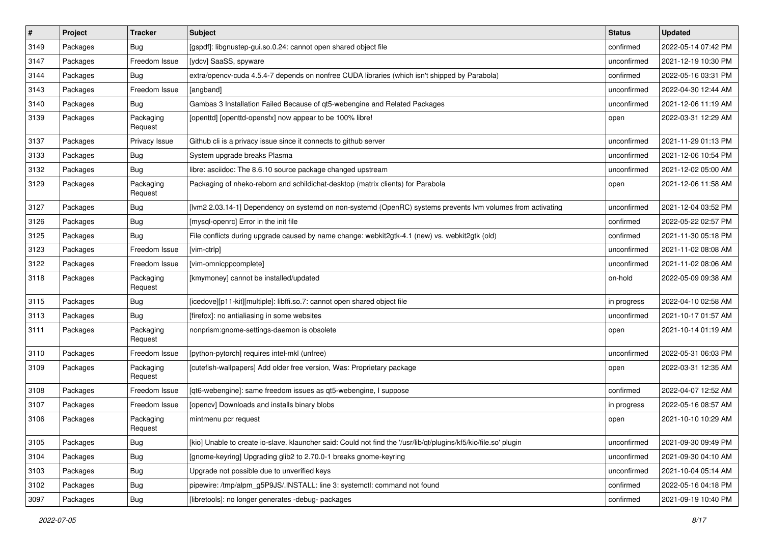| # | Project | Tracker | Subject | Status | Updated |
|---|---|---|---|---|---|
| 3149 | Packages | Bug | [gspdf]: libgnustep-gui.so.0.24: cannot open shared object file | confirmed | 2022-05-14 07:42 PM |
| 3147 | Packages | Freedom Issue | [ydcv] SaaSS, spyware | unconfirmed | 2021-12-19 10:30 PM |
| 3144 | Packages | Bug | extra/opencv-cuda 4.5.4-7 depends on nonfree CUDA libraries (which isn't shipped by Parabola) | confirmed | 2022-05-16 03:31 PM |
| 3143 | Packages | Freedom Issue | [angband] | unconfirmed | 2022-04-30 12:44 AM |
| 3140 | Packages | Bug | Gambas 3 Installation Failed Because of qt5-webengine and Related Packages | unconfirmed | 2021-12-06 11:19 AM |
| 3139 | Packages | Packaging Request | [openttd] [openttd-opensfx] now appear to be 100% libre! | open | 2022-03-31 12:29 AM |
| 3137 | Packages | Privacy Issue | Github cli is a privacy issue since it connects to github server | unconfirmed | 2021-11-29 01:13 PM |
| 3133 | Packages | Bug | System upgrade breaks Plasma | unconfirmed | 2021-12-06 10:54 PM |
| 3132 | Packages | Bug | libre: asciidoc: The 8.6.10 source package changed upstream | unconfirmed | 2021-12-02 05:00 AM |
| 3129 | Packages | Packaging Request | Packaging of nheko-reborn and schildichat-desktop (matrix clients) for Parabola | open | 2021-12-06 11:58 AM |
| 3127 | Packages | Bug | [lvm2 2.03.14-1] Dependency on systemd on non-systemd (OpenRC) systems prevents lvm volumes from activating | unconfirmed | 2021-12-04 03:52 PM |
| 3126 | Packages | Bug | [mysql-openrc] Error in the init file | confirmed | 2022-05-22 02:57 PM |
| 3125 | Packages | Bug | File conflicts during upgrade caused by name change: webkit2gtk-4.1 (new) vs. webkit2gtk (old) | confirmed | 2021-11-30 05:18 PM |
| 3123 | Packages | Freedom Issue | [vim-ctrlp] | unconfirmed | 2021-11-02 08:08 AM |
| 3122 | Packages | Freedom Issue | [vim-omnicppcomplete] | unconfirmed | 2021-11-02 08:06 AM |
| 3118 | Packages | Packaging Request | [kmymoney] cannot be installed/updated | on-hold | 2022-05-09 09:38 AM |
| 3115 | Packages | Bug | [icedove][p11-kit][multiple]: libffi.so.7: cannot open shared object file | in progress | 2022-04-10 02:58 AM |
| 3113 | Packages | Bug | [firefox]: no antialiasing in some websites | unconfirmed | 2021-10-17 01:57 AM |
| 3111 | Packages | Packaging Request | nonprism:gnome-settings-daemon is obsolete | open | 2021-10-14 01:19 AM |
| 3110 | Packages | Freedom Issue | [python-pytorch] requires intel-mkl (unfree) | unconfirmed | 2022-05-31 06:03 PM |
| 3109 | Packages | Packaging Request | [cutefish-wallpapers] Add older free version, Was: Proprietary package | open | 2022-03-31 12:35 AM |
| 3108 | Packages | Freedom Issue | [qt6-webengine]: same freedom issues as qt5-webengine, I suppose | confirmed | 2022-04-07 12:52 AM |
| 3107 | Packages | Freedom Issue | [opencv] Downloads and installs binary blobs | in progress | 2022-05-16 08:57 AM |
| 3106 | Packages | Packaging Request | mintmenu pcr request | open | 2021-10-10 10:29 AM |
| 3105 | Packages | Bug | [kio] Unable to create io-slave. klauncher said: Could not find the '/usr/lib/qt/plugins/kf5/kio/file.so' plugin | unconfirmed | 2021-09-30 09:49 PM |
| 3104 | Packages | Bug | [gnome-keyring] Upgrading glib2 to 2.70.0-1 breaks gnome-keyring | unconfirmed | 2021-09-30 04:10 AM |
| 3103 | Packages | Bug | Upgrade not possible due to unverified keys | unconfirmed | 2021-10-04 05:14 AM |
| 3102 | Packages | Bug | pipewire: /tmp/alpm_g5P9JS/.INSTALL: line 3: systemctl: command not found | confirmed | 2022-05-16 04:18 PM |
| 3097 | Packages | Bug | [libretools]: no longer generates -debug- packages | confirmed | 2021-09-19 10:40 PM |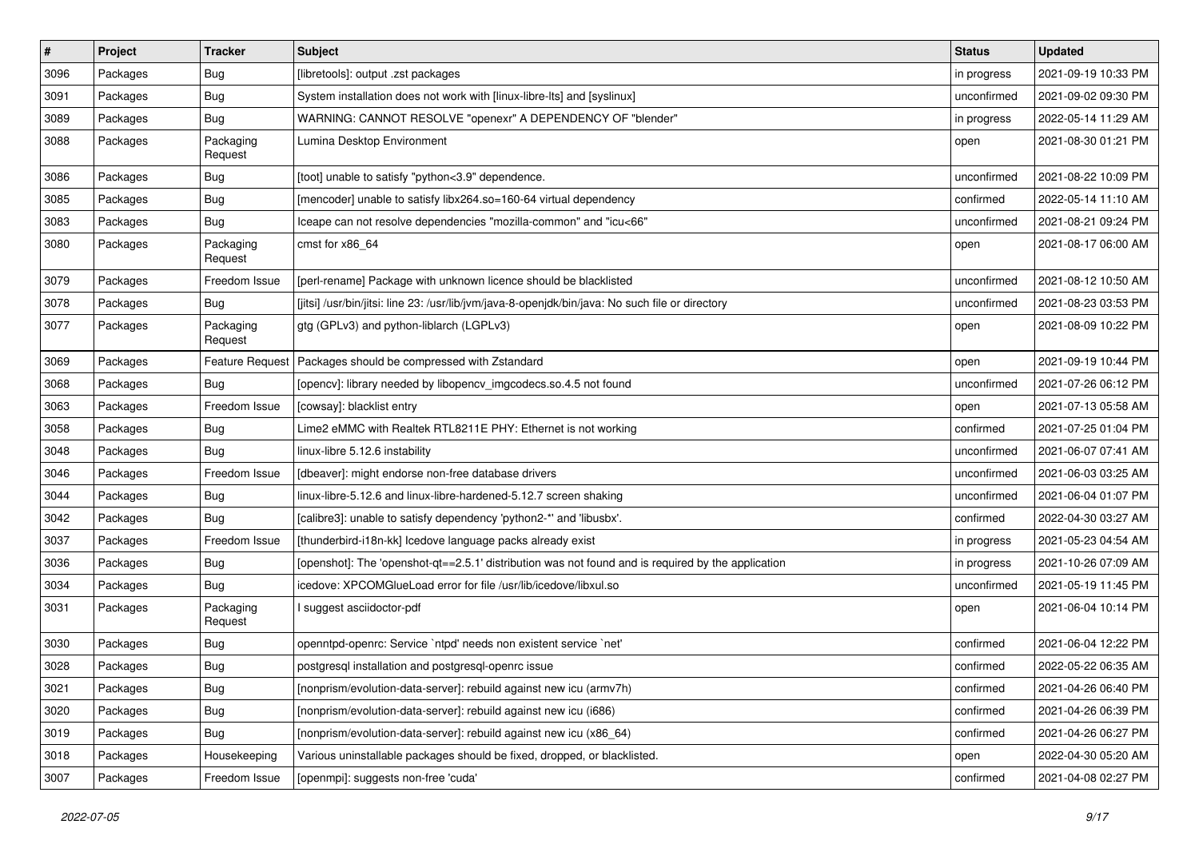| # | Project | Tracker | Subject | Status | Updated |
|---|---|---|---|---|---|
| 3096 | Packages | Bug | [libretools]: output .zst packages | in progress | 2021-09-19 10:33 PM |
| 3091 | Packages | Bug | System installation does not work with [linux-libre-lts] and [syslinux] | unconfirmed | 2021-09-02 09:30 PM |
| 3089 | Packages | Bug | WARNING: CANNOT RESOLVE "openexr" A DEPENDENCY OF "blender" | in progress | 2022-05-14 11:29 AM |
| 3088 | Packages | Packaging Request | Lumina Desktop Environment | open | 2021-08-30 01:21 PM |
| 3086 | Packages | Bug | [toot] unable to satisfy "python<3.9" dependence. | unconfirmed | 2021-08-22 10:09 PM |
| 3085 | Packages | Bug | [mencoder] unable to satisfy libx264.so=160-64 virtual dependency | confirmed | 2022-05-14 11:10 AM |
| 3083 | Packages | Bug | Iceape can not resolve dependencies "mozilla-common" and "icu<66" | unconfirmed | 2021-08-21 09:24 PM |
| 3080 | Packages | Packaging Request | cmst for x86_64 | open | 2021-08-17 06:00 AM |
| 3079 | Packages | Freedom Issue | [perl-rename] Package with unknown licence should be blacklisted | unconfirmed | 2021-08-12 10:50 AM |
| 3078 | Packages | Bug | [jitsi] /usr/bin/jitsi: line 23: /usr/lib/jvm/java-8-openjdk/bin/java: No such file or directory | unconfirmed | 2021-08-23 03:53 PM |
| 3077 | Packages | Packaging Request | gtg (GPLv3) and python-liblarch (LGPLv3) | open | 2021-08-09 10:22 PM |
| 3069 | Packages | Feature Request | Packages should be compressed with Zstandard | open | 2021-09-19 10:44 PM |
| 3068 | Packages | Bug | [opencv]: library needed by libopencv_imgcodecs.so.4.5 not found | unconfirmed | 2021-07-26 06:12 PM |
| 3063 | Packages | Freedom Issue | [cowsay]: blacklist entry | open | 2021-07-13 05:58 AM |
| 3058 | Packages | Bug | Lime2 eMMC with Realtek RTL8211E PHY: Ethernet is not working | confirmed | 2021-07-25 01:04 PM |
| 3048 | Packages | Bug | linux-libre 5.12.6 instability | unconfirmed | 2021-06-07 07:41 AM |
| 3046 | Packages | Freedom Issue | [dbeaver]: might endorse non-free database drivers | unconfirmed | 2021-06-03 03:25 AM |
| 3044 | Packages | Bug | linux-libre-5.12.6 and linux-libre-hardened-5.12.7 screen shaking | unconfirmed | 2021-06-04 01:07 PM |
| 3042 | Packages | Bug | [calibre3]: unable to satisfy dependency 'python2-*' and 'libusbx'. | confirmed | 2022-04-30 03:27 AM |
| 3037 | Packages | Freedom Issue | [thunderbird-i18n-kk] Icedove language packs already exist | in progress | 2021-05-23 04:54 AM |
| 3036 | Packages | Bug | [openshot]: The 'openshot-qt==2.5.1' distribution was not found and is required by the application | in progress | 2021-10-26 07:09 AM |
| 3034 | Packages | Bug | icedove: XPCOMGlueLoad error for file /usr/lib/icedove/libxul.so | unconfirmed | 2021-05-19 11:45 PM |
| 3031 | Packages | Packaging Request | I suggest asciidoctor-pdf | open | 2021-06-04 10:14 PM |
| 3030 | Packages | Bug | openntpd-openrc: Service `ntpd' needs non existent service `net' | confirmed | 2021-06-04 12:22 PM |
| 3028 | Packages | Bug | postgresql installation and postgresql-openrc issue | confirmed | 2022-05-22 06:35 AM |
| 3021 | Packages | Bug | [nonprism/evolution-data-server]: rebuild against new icu (armv7h) | confirmed | 2021-04-26 06:40 PM |
| 3020 | Packages | Bug | [nonprism/evolution-data-server]: rebuild against new icu (i686) | confirmed | 2021-04-26 06:39 PM |
| 3019 | Packages | Bug | [nonprism/evolution-data-server]: rebuild against new icu (x86_64) | confirmed | 2021-04-26 06:27 PM |
| 3018 | Packages | Housekeeping | Various uninstallable packages should be fixed, dropped, or blacklisted. | open | 2022-04-30 05:20 AM |
| 3007 | Packages | Freedom Issue | [openmpi]: suggests non-free 'cuda' | confirmed | 2021-04-08 02:27 PM |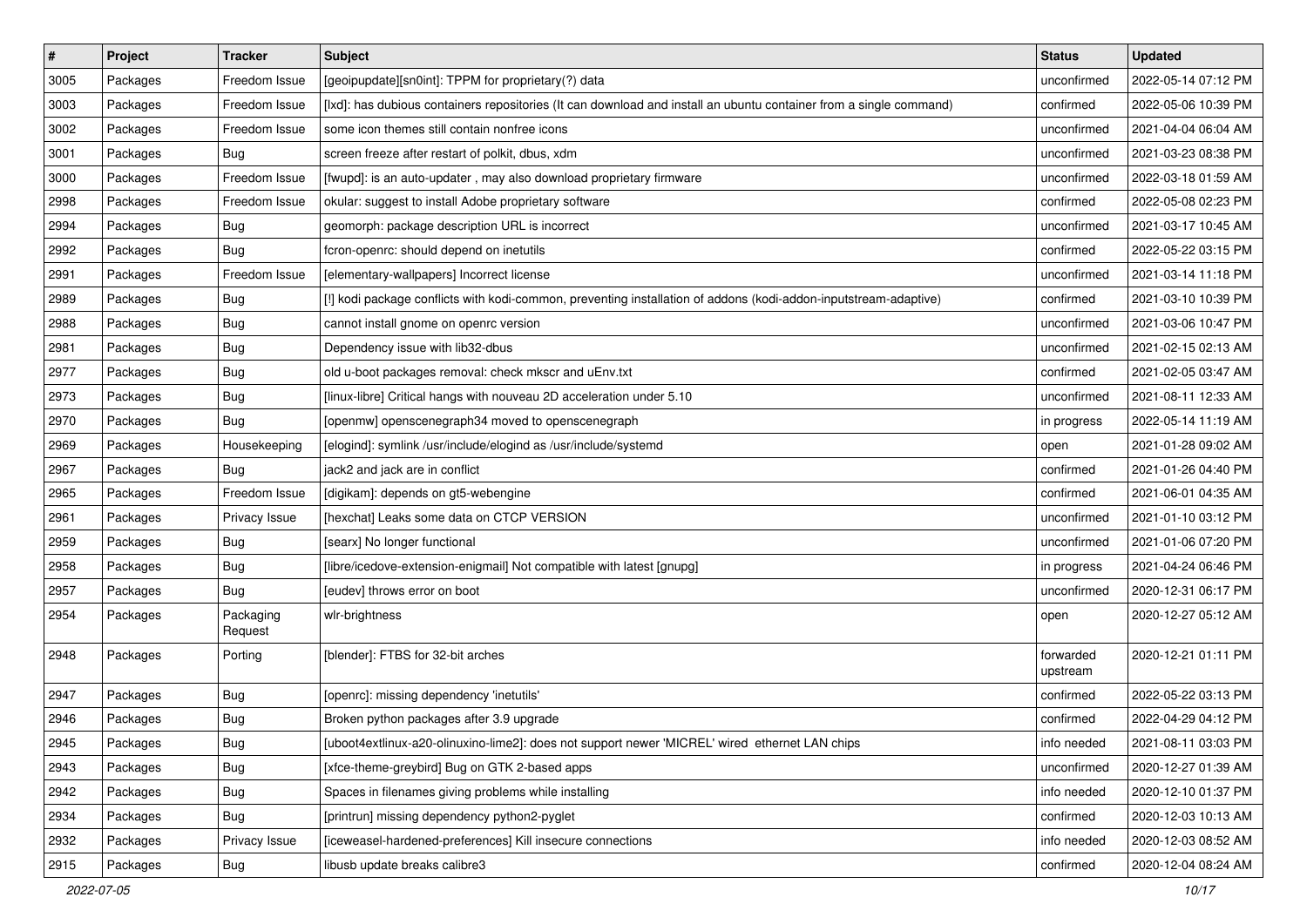| # | Project | Tracker | Subject | Status | Updated |
|---|---|---|---|---|---|
| 3005 | Packages | Freedom Issue | [geoipupdate][sn0int]: TPPM for proprietary(?) data | unconfirmed | 2022-05-14 07:12 PM |
| 3003 | Packages | Freedom Issue | [lxd]: has dubious containers repositories (It can download and install an ubuntu container from a single command) | confirmed | 2022-05-06 10:39 PM |
| 3002 | Packages | Freedom Issue | some icon themes still contain nonfree icons | unconfirmed | 2021-04-04 06:04 AM |
| 3001 | Packages | Bug | screen freeze after restart of polkit, dbus, xdm | unconfirmed | 2021-03-23 08:38 PM |
| 3000 | Packages | Freedom Issue | [fwupd]: is an auto-updater , may also download proprietary firmware | unconfirmed | 2022-03-18 01:59 AM |
| 2998 | Packages | Freedom Issue | okular: suggest to install Adobe proprietary software | confirmed | 2022-05-08 02:23 PM |
| 2994 | Packages | Bug | geomorph: package description URL is incorrect | unconfirmed | 2021-03-17 10:45 AM |
| 2992 | Packages | Bug | fcron-openrc: should depend on inetutils | confirmed | 2022-05-22 03:15 PM |
| 2991 | Packages | Freedom Issue | [elementary-wallpapers] Incorrect license | unconfirmed | 2021-03-14 11:18 PM |
| 2989 | Packages | Bug | [!] kodi package conflicts with kodi-common, preventing installation of addons (kodi-addon-inputstream-adaptive) | confirmed | 2021-03-10 10:39 PM |
| 2988 | Packages | Bug | cannot install gnome on openrc version | unconfirmed | 2021-03-06 10:47 PM |
| 2981 | Packages | Bug | Dependency issue with lib32-dbus | unconfirmed | 2021-02-15 02:13 AM |
| 2977 | Packages | Bug | old u-boot packages removal: check mkscr and uEnv.txt | confirmed | 2021-02-05 03:47 AM |
| 2973 | Packages | Bug | [linux-libre] Critical hangs with nouveau 2D acceleration under 5.10 | unconfirmed | 2021-08-11 12:33 AM |
| 2970 | Packages | Bug | [openmw] openscenegraph34 moved to openscenegraph | in progress | 2022-05-14 11:19 AM |
| 2969 | Packages | Housekeeping | [elogind]: symlink /usr/include/elogind as /usr/include/systemd | open | 2021-01-28 09:02 AM |
| 2967 | Packages | Bug | jack2 and jack are in conflict | confirmed | 2021-01-26 04:40 PM |
| 2965 | Packages | Freedom Issue | [digikam]: depends on qt5-webengine | confirmed | 2021-06-01 04:35 AM |
| 2961 | Packages | Privacy Issue | [hexchat] Leaks some data on CTCP VERSION | unconfirmed | 2021-01-10 03:12 PM |
| 2959 | Packages | Bug | [searx] No longer functional | unconfirmed | 2021-01-06 07:20 PM |
| 2958 | Packages | Bug | [libre/icedove-extension-enigmail] Not compatible with latest [gnupg] | in progress | 2021-04-24 06:46 PM |
| 2957 | Packages | Bug | [eudev] throws error on boot | unconfirmed | 2020-12-31 06:17 PM |
| 2954 | Packages | Packaging Request | wlr-brightness | open | 2020-12-27 05:12 AM |
| 2948 | Packages | Porting | [blender]: FTBS for 32-bit arches | forwarded upstream | 2020-12-21 01:11 PM |
| 2947 | Packages | Bug | [openrc]: missing dependency 'inetutils' | confirmed | 2022-05-22 03:13 PM |
| 2946 | Packages | Bug | Broken python packages after 3.9 upgrade | confirmed | 2022-04-29 04:12 PM |
| 2945 | Packages | Bug | [uboot4extlinux-a20-olinuxino-lime2]: does not support newer 'MICREL' wired ethernet LAN chips | info needed | 2021-08-11 03:03 PM |
| 2943 | Packages | Bug | [xfce-theme-greybird] Bug on GTK 2-based apps | unconfirmed | 2020-12-27 01:39 AM |
| 2942 | Packages | Bug | Spaces in filenames giving problems while installing | info needed | 2020-12-10 01:37 PM |
| 2934 | Packages | Bug | [printrun] missing dependency python2-pyglet | confirmed | 2020-12-03 10:13 AM |
| 2932 | Packages | Privacy Issue | [iceweasel-hardened-preferences] Kill insecure connections | info needed | 2020-12-03 08:52 AM |
| 2915 | Packages | Bug | libusb update breaks calibre3 | confirmed | 2020-12-04 08:24 AM |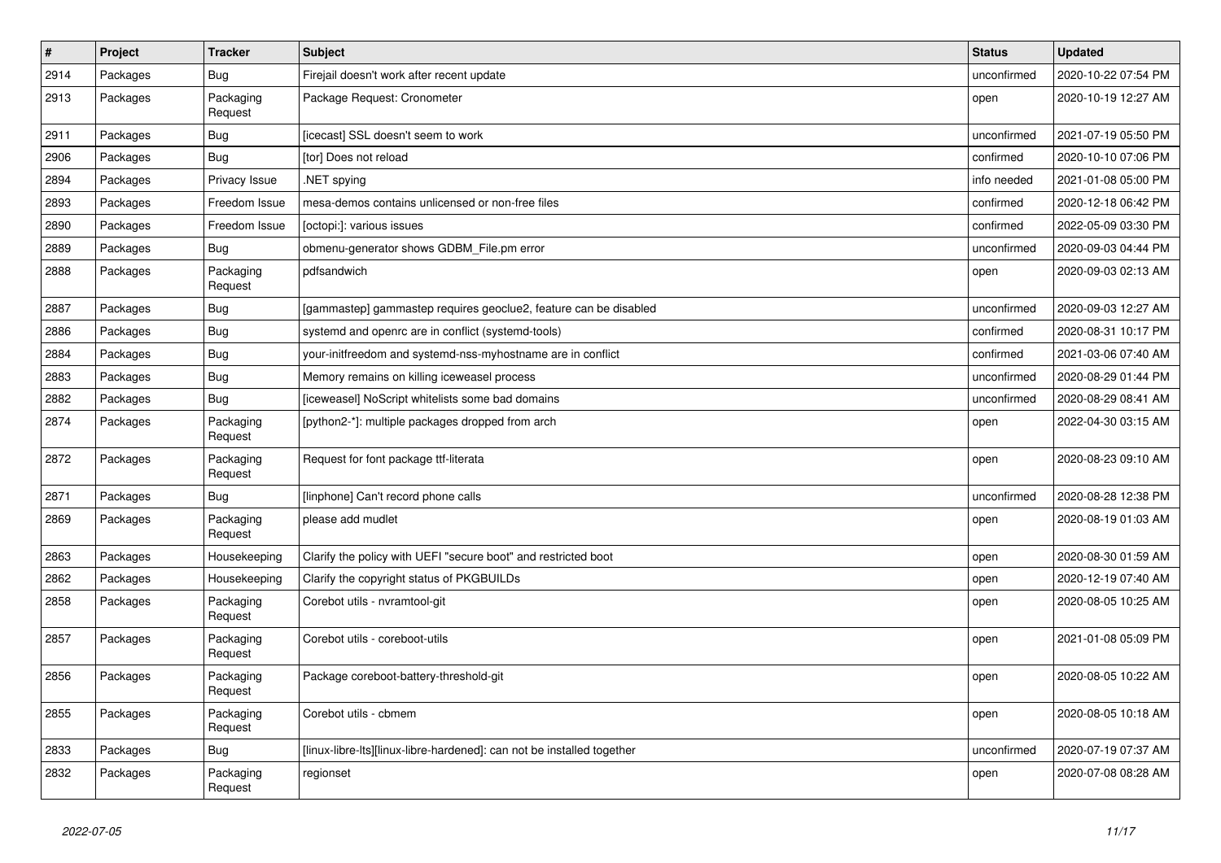| # | Project | Tracker | Subject | Status | Updated |
|---|---|---|---|---|---|
| 2914 | Packages | Bug | Firejail doesn't work after recent update | unconfirmed | 2020-10-22 07:54 PM |
| 2913 | Packages | Packaging Request | Package Request: Cronometer | open | 2020-10-19 12:27 AM |
| 2911 | Packages | Bug | [icecast] SSL doesn't seem to work | unconfirmed | 2021-07-19 05:50 PM |
| 2906 | Packages | Bug | [tor] Does not reload | confirmed | 2020-10-10 07:06 PM |
| 2894 | Packages | Privacy Issue | .NET spying | info needed | 2021-01-08 05:00 PM |
| 2893 | Packages | Freedom Issue | mesa-demos contains unlicensed or non-free files | confirmed | 2020-12-18 06:42 PM |
| 2890 | Packages | Freedom Issue | [octopi:]: various issues | confirmed | 2022-05-09 03:30 PM |
| 2889 | Packages | Bug | obmenu-generator shows GDBM_File.pm error | unconfirmed | 2020-09-03 04:44 PM |
| 2888 | Packages | Packaging Request | pdfsandwich | open | 2020-09-03 02:13 AM |
| 2887 | Packages | Bug | [gammastep] gammastep requires geoclue2, feature can be disabled | unconfirmed | 2020-09-03 12:27 AM |
| 2886 | Packages | Bug | systemd and openrc are in conflict (systemd-tools) | confirmed | 2020-08-31 10:17 PM |
| 2884 | Packages | Bug | your-initfreedom and systemd-nss-myhostname are in conflict | confirmed | 2021-03-06 07:40 AM |
| 2883 | Packages | Bug | Memory remains on killing iceweasel process | unconfirmed | 2020-08-29 01:44 PM |
| 2882 | Packages | Bug | [iceweasel] NoScript whitelists some bad domains | unconfirmed | 2020-08-29 08:41 AM |
| 2874 | Packages | Packaging Request | [python2-*]: multiple packages dropped from arch | open | 2022-04-30 03:15 AM |
| 2872 | Packages | Packaging Request | Request for font package ttf-literata | open | 2020-08-23 09:10 AM |
| 2871 | Packages | Bug | [linphone] Can't record phone calls | unconfirmed | 2020-08-28 12:38 PM |
| 2869 | Packages | Packaging Request | please add mudlet | open | 2020-08-19 01:03 AM |
| 2863 | Packages | Housekeeping | Clarify the policy with UEFI "secure boot" and restricted boot | open | 2020-08-30 01:59 AM |
| 2862 | Packages | Housekeeping | Clarify the copyright status of PKGBUILDs | open | 2020-12-19 07:40 AM |
| 2858 | Packages | Packaging Request | Corebot utils - nvramtool-git | open | 2020-08-05 10:25 AM |
| 2857 | Packages | Packaging Request | Corebot utils - coreboot-utils | open | 2021-01-08 05:09 PM |
| 2856 | Packages | Packaging Request | Package coreboot-battery-threshold-git | open | 2020-08-05 10:22 AM |
| 2855 | Packages | Packaging Request | Corebot utils - cbmem | open | 2020-08-05 10:18 AM |
| 2833 | Packages | Bug | [linux-libre-lts][linux-libre-hardened]: can not be installed together | unconfirmed | 2020-07-19 07:37 AM |
| 2832 | Packages | Packaging Request | regionset | open | 2020-07-08 08:28 AM |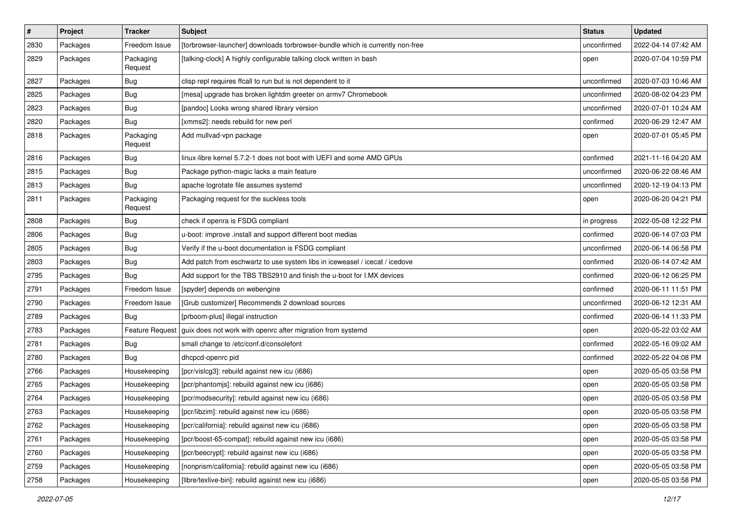| # | Project | Tracker | Subject | Status | Updated |
|---|---|---|---|---|---|
| 2830 | Packages | Freedom Issue | [torbrowser-launcher] downloads torbrowser-bundle which is currently non-free | unconfirmed | 2022-04-14 07:42 AM |
| 2829 | Packages | Packaging Request | [talking-clock] A highly configurable talking clock written in bash | open | 2020-07-04 10:59 PM |
| 2827 | Packages | Bug | clisp repl requires ffcall to run but is not dependent to it | unconfirmed | 2020-07-03 10:46 AM |
| 2825 | Packages | Bug | [mesa] upgrade has broken lightdm greeter on armv7 Chromebook | unconfirmed | 2020-08-02 04:23 PM |
| 2823 | Packages | Bug | [pandoc] Looks wrong shared library version | unconfirmed | 2020-07-01 10:24 AM |
| 2820 | Packages | Bug | [xmms2]: needs rebuild for new perl | confirmed | 2020-06-29 12:47 AM |
| 2818 | Packages | Packaging Request | Add mullvad-vpn package | open | 2020-07-01 05:45 PM |
| 2816 | Packages | Bug | linux-libre kernel 5.7.2-1 does not boot with UEFI and some AMD GPUs | confirmed | 2021-11-16 04:20 AM |
| 2815 | Packages | Bug | Package python-magic lacks a main feature | unconfirmed | 2020-06-22 08:46 AM |
| 2813 | Packages | Bug | apache logrotate file assumes systemd | unconfirmed | 2020-12-19 04:13 PM |
| 2811 | Packages | Packaging Request | Packaging request for the suckless tools | open | 2020-06-20 04:21 PM |
| 2808 | Packages | Bug | check if openra is FSDG compliant | in progress | 2022-05-08 12:22 PM |
| 2806 | Packages | Bug | u-boot: improve .install and support different boot medias | confirmed | 2020-06-14 07:03 PM |
| 2805 | Packages | Bug | Verify if the u-boot documentation is FSDG compliant | unconfirmed | 2020-06-14 06:58 PM |
| 2803 | Packages | Bug | Add patch from eschwartz to use system libs in iceweasel / icecat / icedove | confirmed | 2020-06-14 07:42 AM |
| 2795 | Packages | Bug | Add support for the TBS TBS2910 and finish the u-boot for I.MX devices | confirmed | 2020-06-12 06:25 PM |
| 2791 | Packages | Freedom Issue | [spyder] depends on webengine | confirmed | 2020-06-11 11:51 PM |
| 2790 | Packages | Freedom Issue | [Grub customizer] Recommends 2 download sources | unconfirmed | 2020-06-12 12:31 AM |
| 2789 | Packages | Bug | [prboom-plus] illegal instruction | confirmed | 2020-06-14 11:33 PM |
| 2783 | Packages | Feature Request | guix does not work with openrc after migration from systemd | open | 2020-05-22 03:02 AM |
| 2781 | Packages | Bug | small change to /etc/conf.d/consolefont | confirmed | 2022-05-16 09:02 AM |
| 2780 | Packages | Bug | dhcpcd-openrc pid | confirmed | 2022-05-22 04:08 PM |
| 2766 | Packages | Housekeeping | [pcr/vislcg3]: rebuild against new icu (i686) | open | 2020-05-05 03:58 PM |
| 2765 | Packages | Housekeeping | [pcr/phantomjs]: rebuild against new icu (i686) | open | 2020-05-05 03:58 PM |
| 2764 | Packages | Housekeeping | [pcr/modsecurity]: rebuild against new icu (i686) | open | 2020-05-05 03:58 PM |
| 2763 | Packages | Housekeeping | [pcr/libzim]: rebuild against new icu (i686) | open | 2020-05-05 03:58 PM |
| 2762 | Packages | Housekeeping | [pcr/california]: rebuild against new icu (i686) | open | 2020-05-05 03:58 PM |
| 2761 | Packages | Housekeeping | [pcr/boost-65-compat]: rebuild against new icu (i686) | open | 2020-05-05 03:58 PM |
| 2760 | Packages | Housekeeping | [pcr/beecrypt]: rebuild against new icu (i686) | open | 2020-05-05 03:58 PM |
| 2759 | Packages | Housekeeping | [nonprism/california]: rebuild against new icu (i686) | open | 2020-05-05 03:58 PM |
| 2758 | Packages | Housekeeping | [libre/texlive-bin]: rebuild against new icu (i686) | open | 2020-05-05 03:58 PM |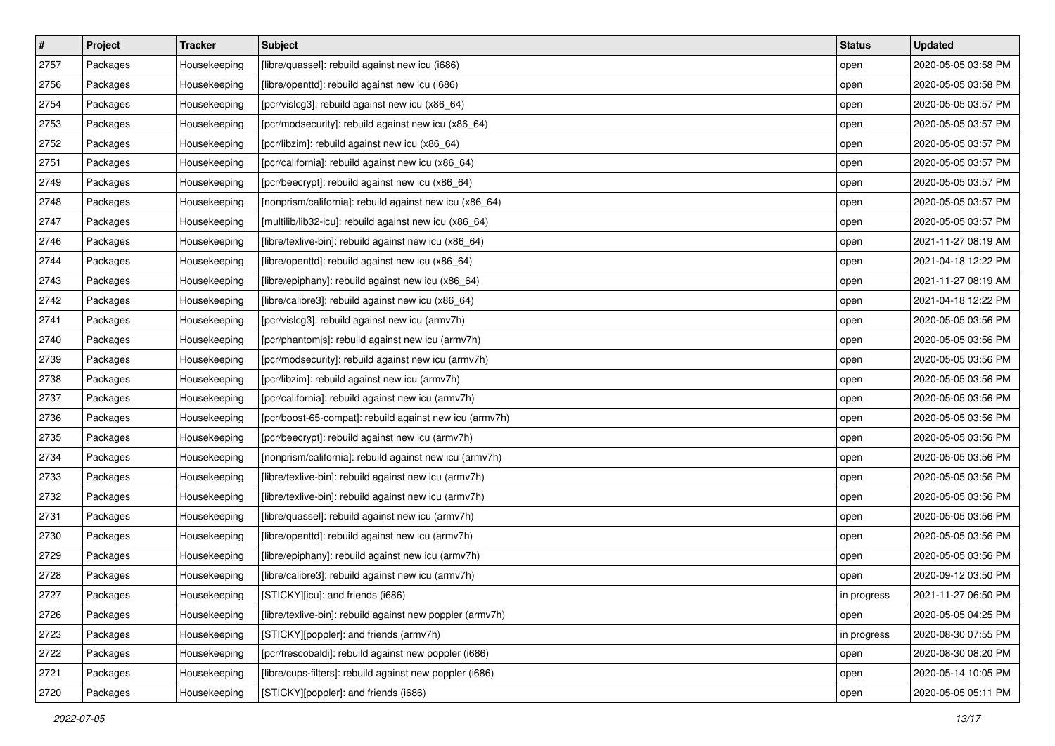| # | Project | Tracker | Subject | Status | Updated |
| --- | --- | --- | --- | --- | --- |
| 2757 | Packages | Housekeeping | [libre/quassel]: rebuild against new icu (i686) | open | 2020-05-05 03:58 PM |
| 2756 | Packages | Housekeeping | [libre/openttd]: rebuild against new icu (i686) | open | 2020-05-05 03:58 PM |
| 2754 | Packages | Housekeeping | [pcr/vislcg3]: rebuild against new icu (x86_64) | open | 2020-05-05 03:57 PM |
| 2753 | Packages | Housekeeping | [pcr/modsecurity]: rebuild against new icu (x86_64) | open | 2020-05-05 03:57 PM |
| 2752 | Packages | Housekeeping | [pcr/libzim]: rebuild against new icu (x86_64) | open | 2020-05-05 03:57 PM |
| 2751 | Packages | Housekeeping | [pcr/california]: rebuild against new icu (x86_64) | open | 2020-05-05 03:57 PM |
| 2749 | Packages | Housekeeping | [pcr/beecrypt]: rebuild against new icu (x86_64) | open | 2020-05-05 03:57 PM |
| 2748 | Packages | Housekeeping | [nonprism/california]: rebuild against new icu (x86_64) | open | 2020-05-05 03:57 PM |
| 2747 | Packages | Housekeeping | [multilib/lib32-icu]: rebuild against new icu (x86_64) | open | 2020-05-05 03:57 PM |
| 2746 | Packages | Housekeeping | [libre/texlive-bin]: rebuild against new icu (x86_64) | open | 2021-11-27 08:19 AM |
| 2744 | Packages | Housekeeping | [libre/openttd]: rebuild against new icu (x86_64) | open | 2021-04-18 12:22 PM |
| 2743 | Packages | Housekeeping | [libre/epiphany]: rebuild against new icu (x86_64) | open | 2021-11-27 08:19 AM |
| 2742 | Packages | Housekeeping | [libre/calibre3]: rebuild against new icu (x86_64) | open | 2021-04-18 12:22 PM |
| 2741 | Packages | Housekeeping | [pcr/vislcg3]: rebuild against new icu (armv7h) | open | 2020-05-05 03:56 PM |
| 2740 | Packages | Housekeeping | [pcr/phantomjs]: rebuild against new icu (armv7h) | open | 2020-05-05 03:56 PM |
| 2739 | Packages | Housekeeping | [pcr/modsecurity]: rebuild against new icu (armv7h) | open | 2020-05-05 03:56 PM |
| 2738 | Packages | Housekeeping | [pcr/libzim]: rebuild against new icu (armv7h) | open | 2020-05-05 03:56 PM |
| 2737 | Packages | Housekeeping | [pcr/california]: rebuild against new icu (armv7h) | open | 2020-05-05 03:56 PM |
| 2736 | Packages | Housekeeping | [pcr/boost-65-compat]: rebuild against new icu (armv7h) | open | 2020-05-05 03:56 PM |
| 2735 | Packages | Housekeeping | [pcr/beecrypt]: rebuild against new icu (armv7h) | open | 2020-05-05 03:56 PM |
| 2734 | Packages | Housekeeping | [nonprism/california]: rebuild against new icu (armv7h) | open | 2020-05-05 03:56 PM |
| 2733 | Packages | Housekeeping | [libre/texlive-bin]: rebuild against new icu (armv7h) | open | 2020-05-05 03:56 PM |
| 2732 | Packages | Housekeeping | [libre/texlive-bin]: rebuild against new icu (armv7h) | open | 2020-05-05 03:56 PM |
| 2731 | Packages | Housekeeping | [libre/quassel]: rebuild against new icu (armv7h) | open | 2020-05-05 03:56 PM |
| 2730 | Packages | Housekeeping | [libre/openttd]: rebuild against new icu (armv7h) | open | 2020-05-05 03:56 PM |
| 2729 | Packages | Housekeeping | [libre/epiphany]: rebuild against new icu (armv7h) | open | 2020-05-05 03:56 PM |
| 2728 | Packages | Housekeeping | [libre/calibre3]: rebuild against new icu (armv7h) | open | 2020-09-12 03:50 PM |
| 2727 | Packages | Housekeeping | [STICKY][icu]: and friends (i686) | in progress | 2021-11-27 06:50 PM |
| 2726 | Packages | Housekeeping | [libre/texlive-bin]: rebuild against new poppler (armv7h) | open | 2020-05-05 04:25 PM |
| 2723 | Packages | Housekeeping | [STICKY][poppler]: and friends (armv7h) | in progress | 2020-08-30 07:55 PM |
| 2722 | Packages | Housekeeping | [pcr/frescobaldi]: rebuild against new poppler (i686) | open | 2020-08-30 08:20 PM |
| 2721 | Packages | Housekeeping | [libre/cups-filters]: rebuild against new poppler (i686) | open | 2020-05-14 10:05 PM |
| 2720 | Packages | Housekeeping | [STICKY][poppler]: and friends (i686) | open | 2020-05-05 05:11 PM |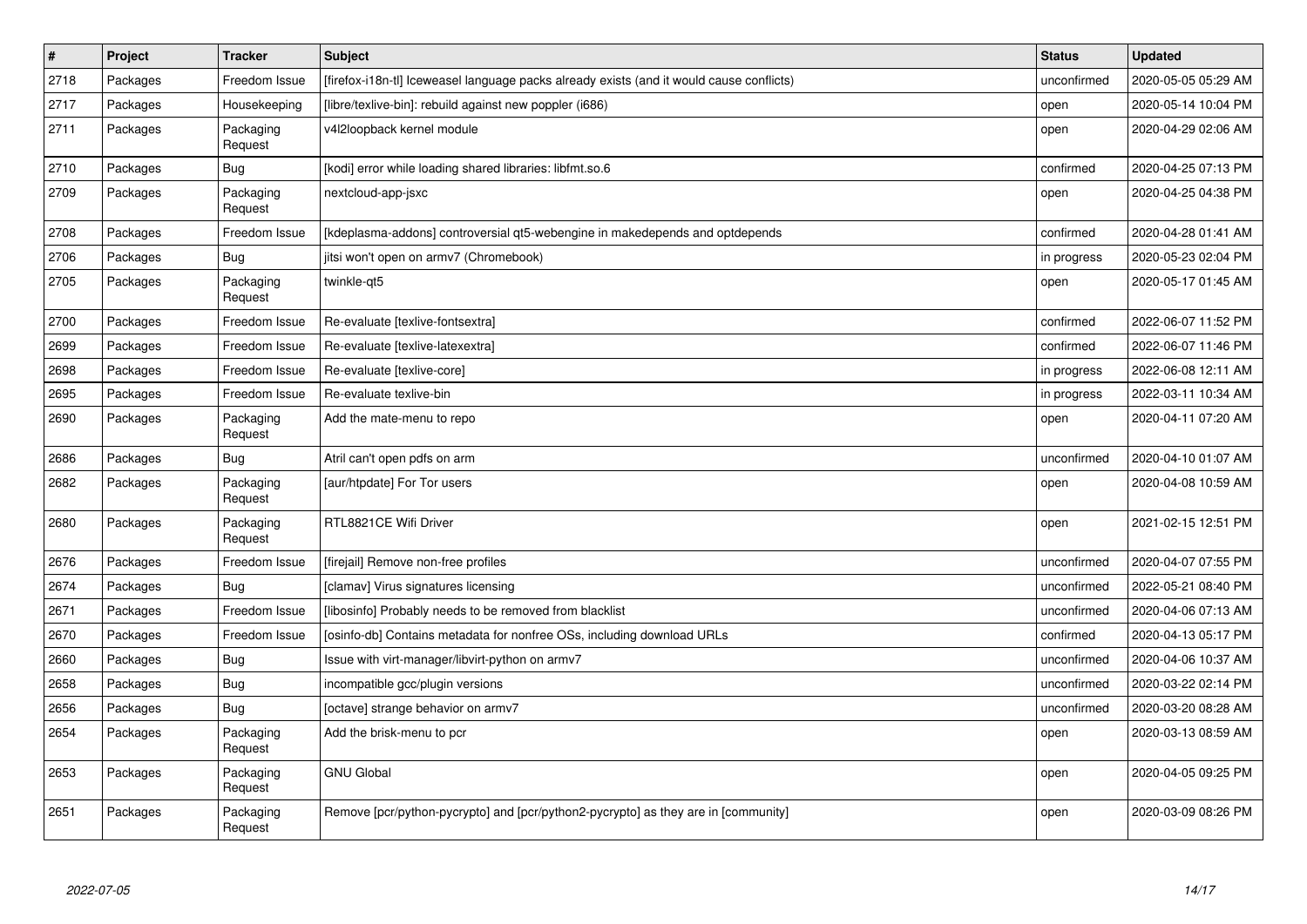| # | Project | Tracker | Subject | Status | Updated |
|---|---|---|---|---|---|
| 2718 | Packages | Freedom Issue | [firefox-i18n-tl] Iceweasel language packs already exists (and it would cause conflicts) | unconfirmed | 2020-05-05 05:29 AM |
| 2717 | Packages | Housekeeping | [libre/texlive-bin]: rebuild against new poppler (i686) | open | 2020-05-14 10:04 PM |
| 2711 | Packages | Packaging Request | v4l2loopback kernel module | open | 2020-04-29 02:06 AM |
| 2710 | Packages | Bug | [kodi] error while loading shared libraries: libfmt.so.6 | confirmed | 2020-04-25 07:13 PM |
| 2709 | Packages | Packaging Request | nextcloud-app-jsxc | open | 2020-04-25 04:38 PM |
| 2708 | Packages | Freedom Issue | [kdeplasma-addons] controversial qt5-webengine in makedepends and optdepends | confirmed | 2020-04-28 01:41 AM |
| 2706 | Packages | Bug | jitsi won't open on armv7 (Chromebook) | in progress | 2020-05-23 02:04 PM |
| 2705 | Packages | Packaging Request | twinkle-qt5 | open | 2020-05-17 01:45 AM |
| 2700 | Packages | Freedom Issue | Re-evaluate [texlive-fontsextra] | confirmed | 2022-06-07 11:52 PM |
| 2699 | Packages | Freedom Issue | Re-evaluate [texlive-latexextra] | confirmed | 2022-06-07 11:46 PM |
| 2698 | Packages | Freedom Issue | Re-evaluate [texlive-core] | in progress | 2022-06-08 12:11 AM |
| 2695 | Packages | Freedom Issue | Re-evaluate texlive-bin | in progress | 2022-03-11 10:34 AM |
| 2690 | Packages | Packaging Request | Add the mate-menu to repo | open | 2020-04-11 07:20 AM |
| 2686 | Packages | Bug | Atril can't open pdfs on arm | unconfirmed | 2020-04-10 01:07 AM |
| 2682 | Packages | Packaging Request | [aur/htpdate] For Tor users | open | 2020-04-08 10:59 AM |
| 2680 | Packages | Packaging Request | RTL8821CE Wifi Driver | open | 2021-02-15 12:51 PM |
| 2676 | Packages | Freedom Issue | [firejail] Remove non-free profiles | unconfirmed | 2020-04-07 07:55 PM |
| 2674 | Packages | Bug | [clamav] Virus signatures licensing | unconfirmed | 2022-05-21 08:40 PM |
| 2671 | Packages | Freedom Issue | [libosinfo] Probably needs to be removed from blacklist | unconfirmed | 2020-04-06 07:13 AM |
| 2670 | Packages | Freedom Issue | [osinfo-db] Contains metadata for nonfree OSs, including download URLs | confirmed | 2020-04-13 05:17 PM |
| 2660 | Packages | Bug | Issue with virt-manager/libvirt-python on armv7 | unconfirmed | 2020-04-06 10:37 AM |
| 2658 | Packages | Bug | incompatible gcc/plugin versions | unconfirmed | 2020-03-22 02:14 PM |
| 2656 | Packages | Bug | [octave] strange behavior on armv7 | unconfirmed | 2020-03-20 08:28 AM |
| 2654 | Packages | Packaging Request | Add the brisk-menu to pcr | open | 2020-03-13 08:59 AM |
| 2653 | Packages | Packaging Request | GNU Global | open | 2020-04-05 09:25 PM |
| 2651 | Packages | Packaging Request | Remove [pcr/python-pycrypto] and [pcr/python2-pycrypto] as they are in [community] | open | 2020-03-09 08:26 PM |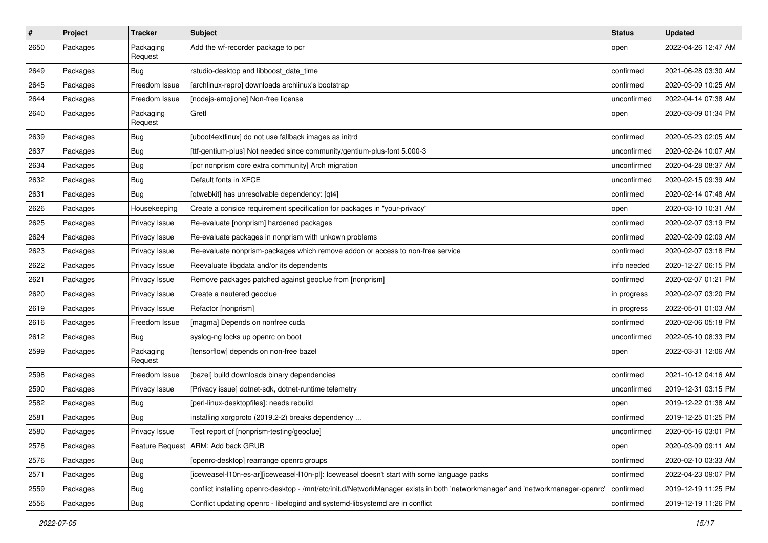| # | Project | Tracker | Subject | Status | Updated |
|---|---|---|---|---|---|
| 2650 | Packages | Packaging Request | Add the wf-recorder package to pcr | open | 2022-04-26 12:47 AM |
| 2649 | Packages | Bug | rstudio-desktop and libboost_date_time | confirmed | 2021-06-28 03:30 AM |
| 2645 | Packages | Freedom Issue | [archlinux-repro] downloads archlinux's bootstrap | confirmed | 2020-03-09 10:25 AM |
| 2644 | Packages | Freedom Issue | [nodejs-emojione] Non-free license | unconfirmed | 2022-04-14 07:38 AM |
| 2640 | Packages | Packaging Request | Gretl | open | 2020-03-09 01:34 PM |
| 2639 | Packages | Bug | [uboot4extlinux] do not use fallback images as initrd | confirmed | 2020-05-23 02:05 AM |
| 2637 | Packages | Bug | [ttf-gentium-plus] Not needed since community/gentium-plus-font 5.000-3 | unconfirmed | 2020-02-24 10:07 AM |
| 2634 | Packages | Bug | [pcr nonprism core extra community] Arch migration | unconfirmed | 2020-04-28 08:37 AM |
| 2632 | Packages | Bug | Default fonts in XFCE | unconfirmed | 2020-02-15 09:39 AM |
| 2631 | Packages | Bug | [qtwebkit] has unresolvable dependency: [qt4] | confirmed | 2020-02-14 07:48 AM |
| 2626 | Packages | Housekeeping | Create a consice requirement specification for packages in "your-privacy" | open | 2020-03-10 10:31 AM |
| 2625 | Packages | Privacy Issue | Re-evaluate [nonprism] hardened packages | confirmed | 2020-02-07 03:19 PM |
| 2624 | Packages | Privacy Issue | Re-evaluate packages in nonprism with unkown problems | confirmed | 2020-02-09 02:09 AM |
| 2623 | Packages | Privacy Issue | Re-evaluate nonprism-packages which remove addon or access to non-free service | confirmed | 2020-02-07 03:18 PM |
| 2622 | Packages | Privacy Issue | Reevaluate libgdata and/or its dependents | info needed | 2020-12-27 06:15 PM |
| 2621 | Packages | Privacy Issue | Remove packages patched against geoclue from [nonprism] | confirmed | 2020-02-07 01:21 PM |
| 2620 | Packages | Privacy Issue | Create a neutered geoclue | in progress | 2020-02-07 03:20 PM |
| 2619 | Packages | Privacy Issue | Refactor [nonprism] | in progress | 2022-05-01 01:03 AM |
| 2616 | Packages | Freedom Issue | [magma] Depends on nonfree cuda | confirmed | 2020-02-06 05:18 PM |
| 2612 | Packages | Bug | syslog-ng locks up openrc on boot | unconfirmed | 2022-05-10 08:33 PM |
| 2599 | Packages | Packaging Request | [tensorflow] depends on non-free bazel | open | 2022-03-31 12:06 AM |
| 2598 | Packages | Freedom Issue | [bazel] build downloads binary dependencies | confirmed | 2021-10-12 04:16 AM |
| 2590 | Packages | Privacy Issue | [Privacy issue] dotnet-sdk, dotnet-runtime telemetry | unconfirmed | 2019-12-31 03:15 PM |
| 2582 | Packages | Bug | [perl-linux-desktopfiles]: needs rebuild | open | 2019-12-22 01:38 AM |
| 2581 | Packages | Bug | installing xorgproto (2019.2-2) breaks dependency ... | confirmed | 2019-12-25 01:25 PM |
| 2580 | Packages | Privacy Issue | Test report of [nonprism-testing/geoclue] | unconfirmed | 2020-05-16 03:01 PM |
| 2578 | Packages | Feature Request | ARM: Add back GRUB | open | 2020-03-09 09:11 AM |
| 2576 | Packages | Bug | [openrc-desktop] rearrange openrc groups | confirmed | 2020-02-10 03:33 AM |
| 2571 | Packages | Bug | [iceweasel-l10n-es-ar][iceweasel-l10n-pl]: Iceweasel doesn't start with some language packs | confirmed | 2022-04-23 09:07 PM |
| 2559 | Packages | Bug | conflict installing openrc-desktop - /mnt/etc/init.d/NetworkManager exists in both 'networkmanager' and 'networkmanager-openrc' | confirmed | 2019-12-19 11:25 PM |
| 2556 | Packages | Bug | Conflict updating openrc - libelogind and systemd-libsystemd are in conflict | confirmed | 2019-12-19 11:26 PM |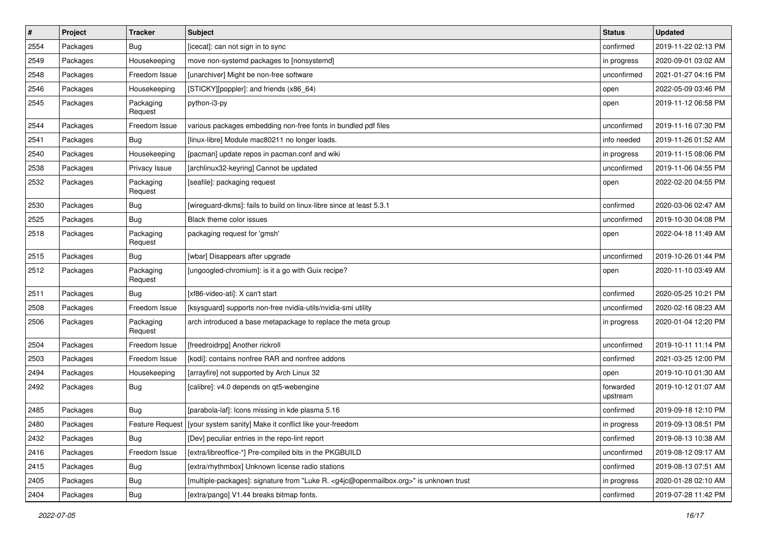| # | Project | Tracker | Subject | Status | Updated |
|---|---|---|---|---|---|
| 2554 | Packages | Bug | [icecat]: can not sign in to sync | confirmed | 2019-11-22 02:13 PM |
| 2549 | Packages | Housekeeping | move non-systemd packages to [nonsystemd] | in progress | 2020-09-01 03:02 AM |
| 2548 | Packages | Freedom Issue | [unarchiver] Might be non-free software | unconfirmed | 2021-01-27 04:16 PM |
| 2546 | Packages | Housekeeping | [STICKY][poppler]: and friends (x86_64) | open | 2022-05-09 03:46 PM |
| 2545 | Packages | Packaging Request | python-i3-py | open | 2019-11-12 06:58 PM |
| 2544 | Packages | Freedom Issue | various packages embedding non-free fonts in bundled pdf files | unconfirmed | 2019-11-16 07:30 PM |
| 2541 | Packages | Bug | [linux-libre] Module mac80211 no longer loads. | info needed | 2019-11-26 01:52 AM |
| 2540 | Packages | Housekeeping | [pacman] update repos in pacman.conf and wiki | in progress | 2019-11-15 08:06 PM |
| 2538 | Packages | Privacy Issue | [archlinux32-keyring] Cannot be updated | unconfirmed | 2019-11-06 04:55 PM |
| 2532 | Packages | Packaging Request | [seafile]: packaging request | open | 2022-02-20 04:55 PM |
| 2530 | Packages | Bug | [wireguard-dkms]: fails to build on linux-libre since at least 5.3.1 | confirmed | 2020-03-06 02:47 AM |
| 2525 | Packages | Bug | Black theme color issues | unconfirmed | 2019-10-30 04:08 PM |
| 2518 | Packages | Packaging Request | packaging request for 'gmsh' | open | 2022-04-18 11:49 AM |
| 2515 | Packages | Bug | [wbar] Disappears after upgrade | unconfirmed | 2019-10-26 01:44 PM |
| 2512 | Packages | Packaging Request | [ungoogled-chromium]: is it a go with Guix recipe? | open | 2020-11-10 03:49 AM |
| 2511 | Packages | Bug | [xf86-video-ati]: X can't start | confirmed | 2020-05-25 10:21 PM |
| 2508 | Packages | Freedom Issue | [ksysguard] supports non-free nvidia-utils/nvidia-smi utility | unconfirmed | 2020-02-16 08:23 AM |
| 2506 | Packages | Packaging Request | arch introduced a base metapackage to replace the meta group | in progress | 2020-01-04 12:20 PM |
| 2504 | Packages | Freedom Issue | [freedroidrpg] Another rickroll | unconfirmed | 2019-10-11 11:14 PM |
| 2503 | Packages | Freedom Issue | [kodi]: contains nonfree RAR and nonfree addons | confirmed | 2021-03-25 12:00 PM |
| 2494 | Packages | Housekeeping | [arrayfire] not supported by Arch Linux 32 | open | 2019-10-10 01:30 AM |
| 2492 | Packages | Bug | [calibre]: v4.0 depends on qt5-webengine | forwarded upstream | 2019-10-12 01:07 AM |
| 2485 | Packages | Bug | [parabola-laf]: Icons missing in kde plasma 5.16 | confirmed | 2019-09-18 12:10 PM |
| 2480 | Packages | Feature Request | [your system sanity] Make it conflict like your-freedom | in progress | 2019-09-13 08:51 PM |
| 2432 | Packages | Bug | [Dev] peculiar entries in the repo-lint report | confirmed | 2019-08-13 10:38 AM |
| 2416 | Packages | Freedom Issue | [extra/libreoffice-*] Pre-compiled bits in the PKGBUILD | unconfirmed | 2019-08-12 09:17 AM |
| 2415 | Packages | Bug | [extra/rhythmbox] Unknown license radio stations | confirmed | 2019-08-13 07:51 AM |
| 2405 | Packages | Bug | [multiple-packages]: signature from "Luke R. <g4jc@openmailbox.org>" is unknown trust | in progress | 2020-01-28 02:10 AM |
| 2404 | Packages | Bug | [extra/pango] V1.44 breaks bitmap fonts. | confirmed | 2019-07-28 11:42 PM |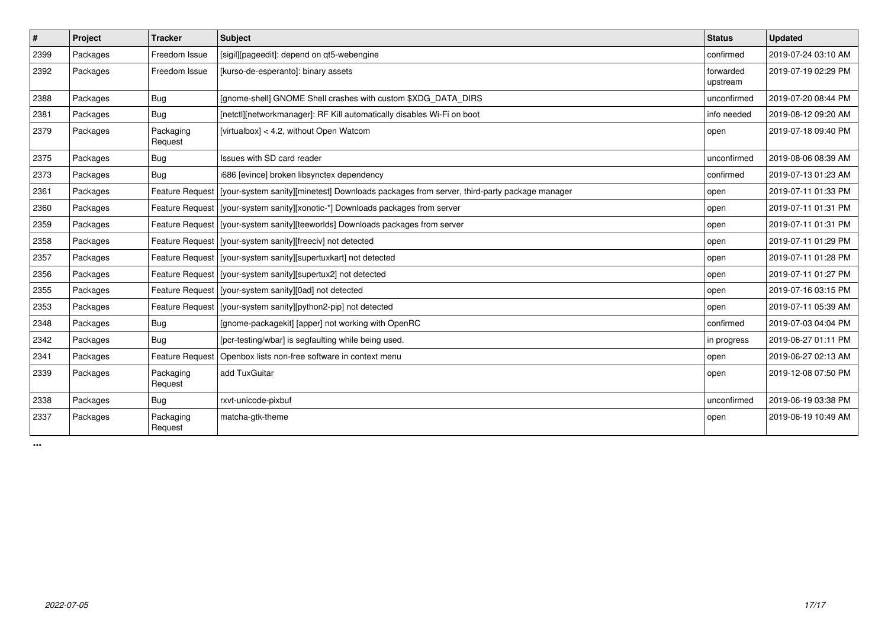| # | Project | Tracker | Subject | Status | Updated |
|---|---|---|---|---|---|
| 2399 | Packages | Freedom Issue | [sigil][pageedit]: depend on qt5-webengine | confirmed | 2019-07-24 03:10 AM |
| 2392 | Packages | Freedom Issue | [kurso-de-esperanto]: binary assets | forwarded upstream | 2019-07-19 02:29 PM |
| 2388 | Packages | Bug | [gnome-shell] GNOME Shell crashes with custom $XDG_DATA_DIRS | unconfirmed | 2019-07-20 08:44 PM |
| 2381 | Packages | Bug | [netctl][networkmanager]: RF Kill automatically disables Wi-Fi on boot | info needed | 2019-08-12 09:20 AM |
| 2379 | Packages | Packaging Request | [virtualbox] < 4.2, without Open Watcom | open | 2019-07-18 09:40 PM |
| 2375 | Packages | Bug | Issues with SD card reader | unconfirmed | 2019-08-06 08:39 AM |
| 2373 | Packages | Bug | i686 [evince] broken libsynctex dependency | confirmed | 2019-07-13 01:23 AM |
| 2361 | Packages | Feature Request | [your-system sanity][minetest] Downloads packages from server, third-party package manager | open | 2019-07-11 01:33 PM |
| 2360 | Packages | Feature Request | [your-system sanity][xonotic-*] Downloads packages from server | open | 2019-07-11 01:31 PM |
| 2359 | Packages | Feature Request | [your-system sanity][teeworlds] Downloads packages from server | open | 2019-07-11 01:31 PM |
| 2358 | Packages | Feature Request | [your-system sanity][freeciv] not detected | open | 2019-07-11 01:29 PM |
| 2357 | Packages | Feature Request | [your-system sanity][supertuxkart] not detected | open | 2019-07-11 01:28 PM |
| 2356 | Packages | Feature Request | [your-system sanity][supertux2] not detected | open | 2019-07-11 01:27 PM |
| 2355 | Packages | Feature Request | [your-system sanity][0ad] not detected | open | 2019-07-16 03:15 PM |
| 2353 | Packages | Feature Request | [your-system sanity][python2-pip] not detected | open | 2019-07-11 05:39 AM |
| 2348 | Packages | Bug | [gnome-packagekit] [apper] not working with OpenRC | confirmed | 2019-07-03 04:04 PM |
| 2342 | Packages | Bug | [pcr-testing/wbar] is segfaulting while being used. | in progress | 2019-06-27 01:11 PM |
| 2341 | Packages | Feature Request | Openbox lists non-free software in context menu | open | 2019-06-27 02:13 AM |
| 2339 | Packages | Packaging Request | add TuxGuitar | open | 2019-12-08 07:50 PM |
| 2338 | Packages | Bug | rxvt-unicode-pixbuf | unconfirmed | 2019-06-19 03:38 PM |
| 2337 | Packages | Packaging Request | matcha-gtk-theme | open | 2019-06-19 10:49 AM |

...